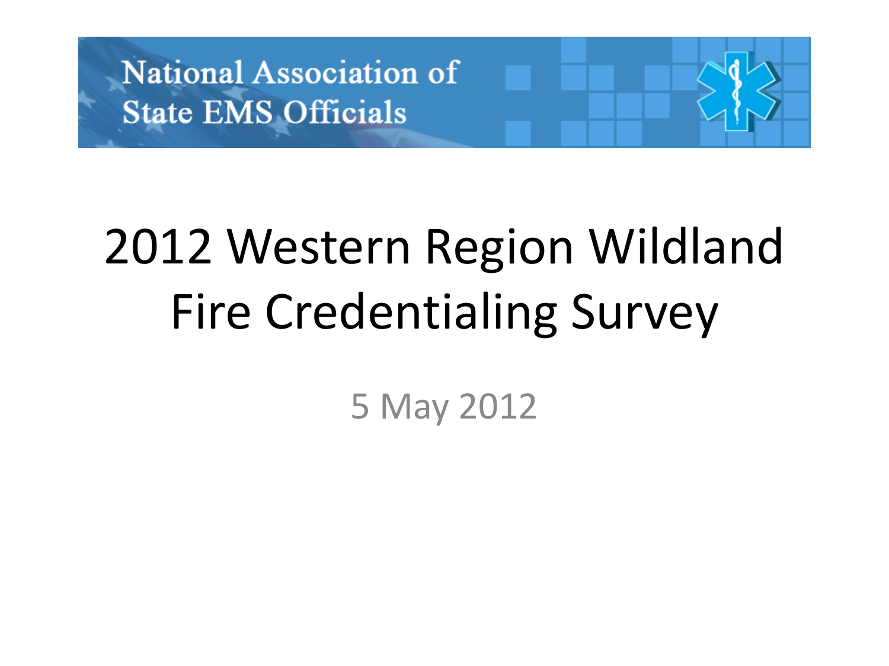National Association of State EMS Officials

# 2012 Western Region Wildland Fire Credentialing Survey

5 May 2012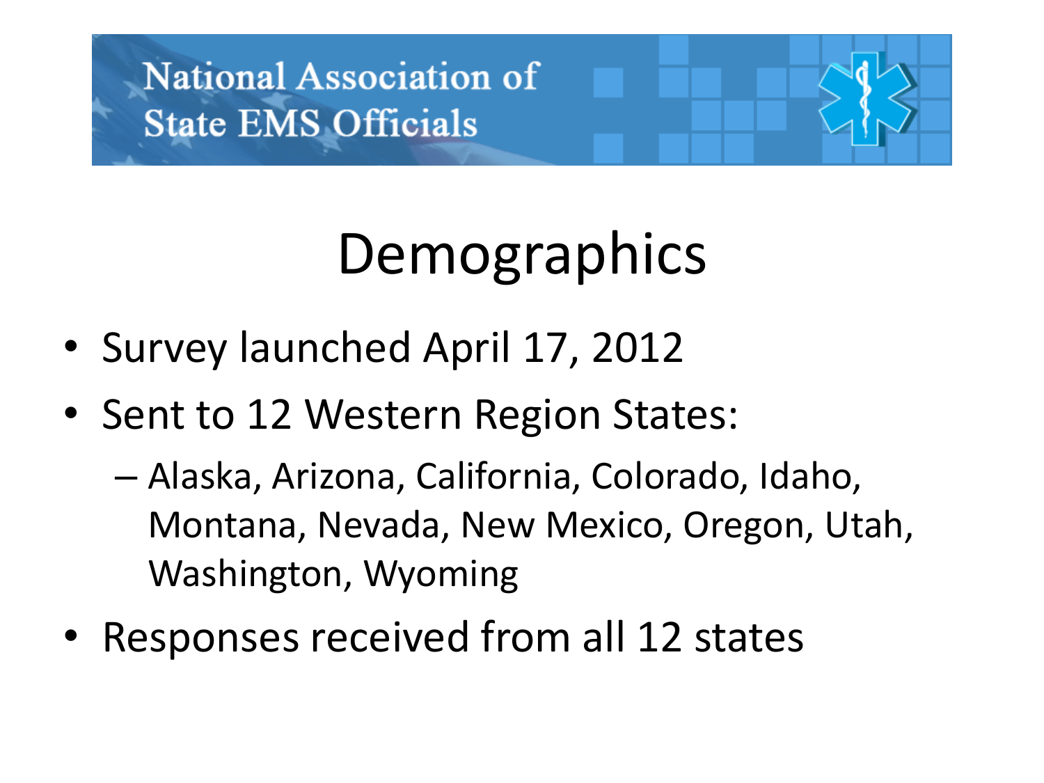National Association of State EMS Officials

# Demographics

- Survey launched April 17, 2012
- Sent to 12 Western Region States:
  - Alaska, Arizona, California, Colorado, Idaho, Montana, Nevada, New Mexico, Oregon, Utah, Washington, Wyoming
- Responses received from all 12 states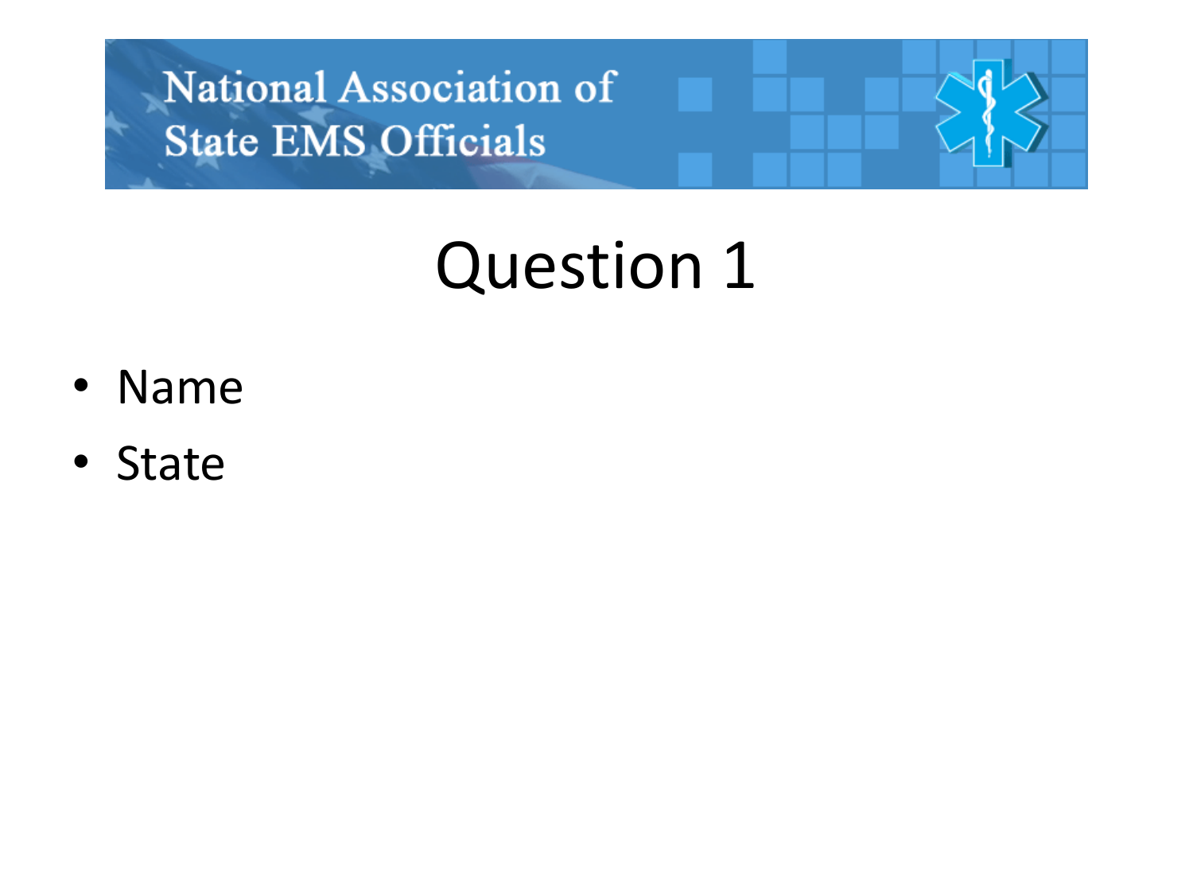National Association of State EMS Officials

# Question 1

- Name
- State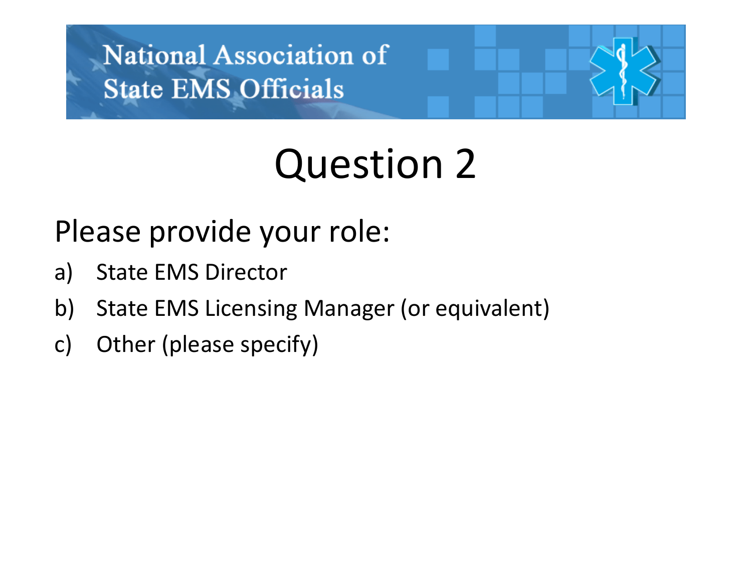National Association of State EMS Officials

# Question 2

Please provide your role:

a) State EMS Director
b) State EMS Licensing Manager (or equivalent)
c) Other (please specify)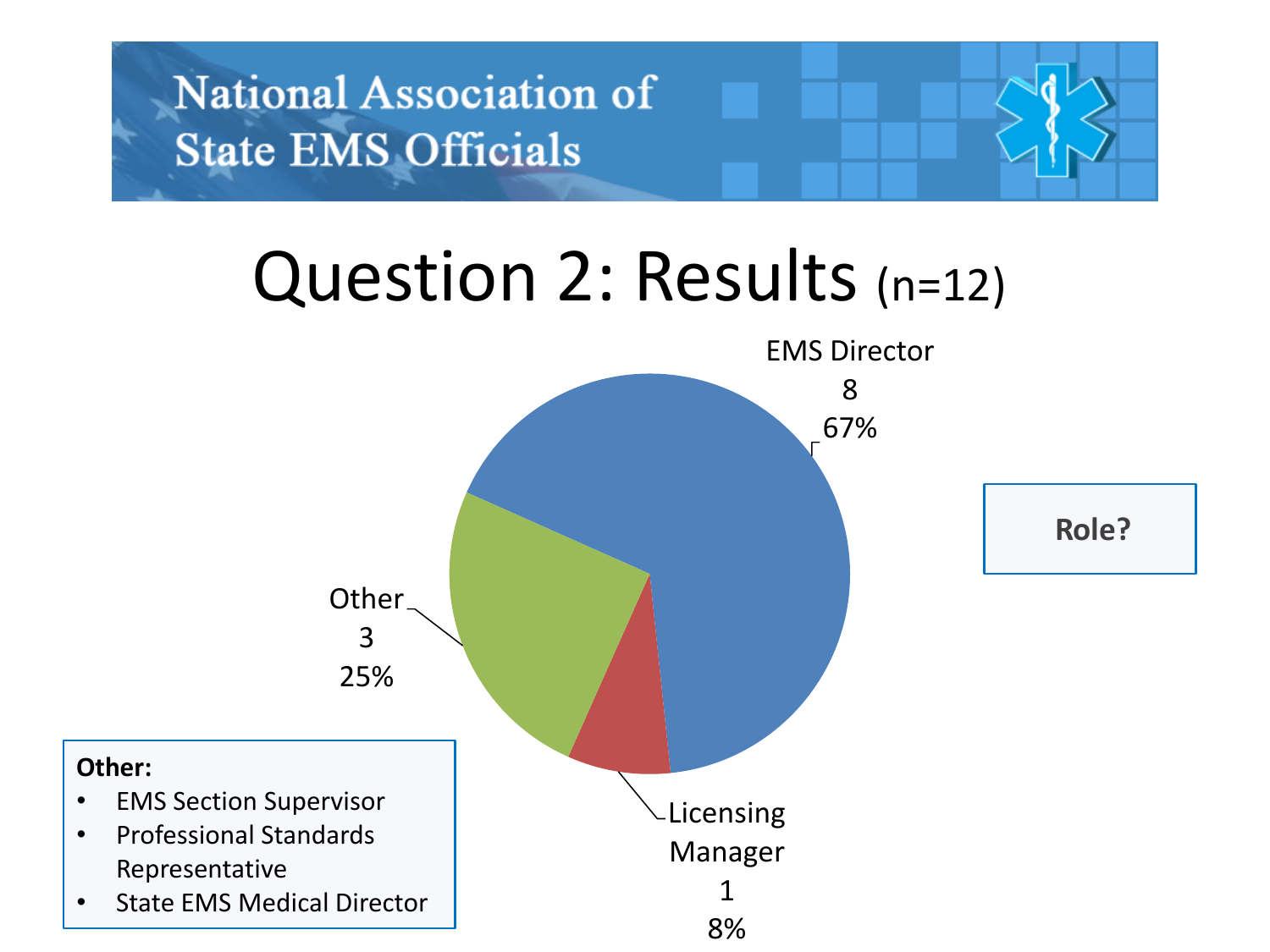National Association of State EMS Officials

# Question 2: Results (n=12)

**Role?**

| Role | Count | Percent |
| --- | --- | --- |
| EMS Director | 8 | 67% |
| Licensing Manager | 1 | 8% |
| Other | 3 | 25% |

**Other:**

- EMS Section Supervisor
- Professional Standards Representative
- State EMS Medical Director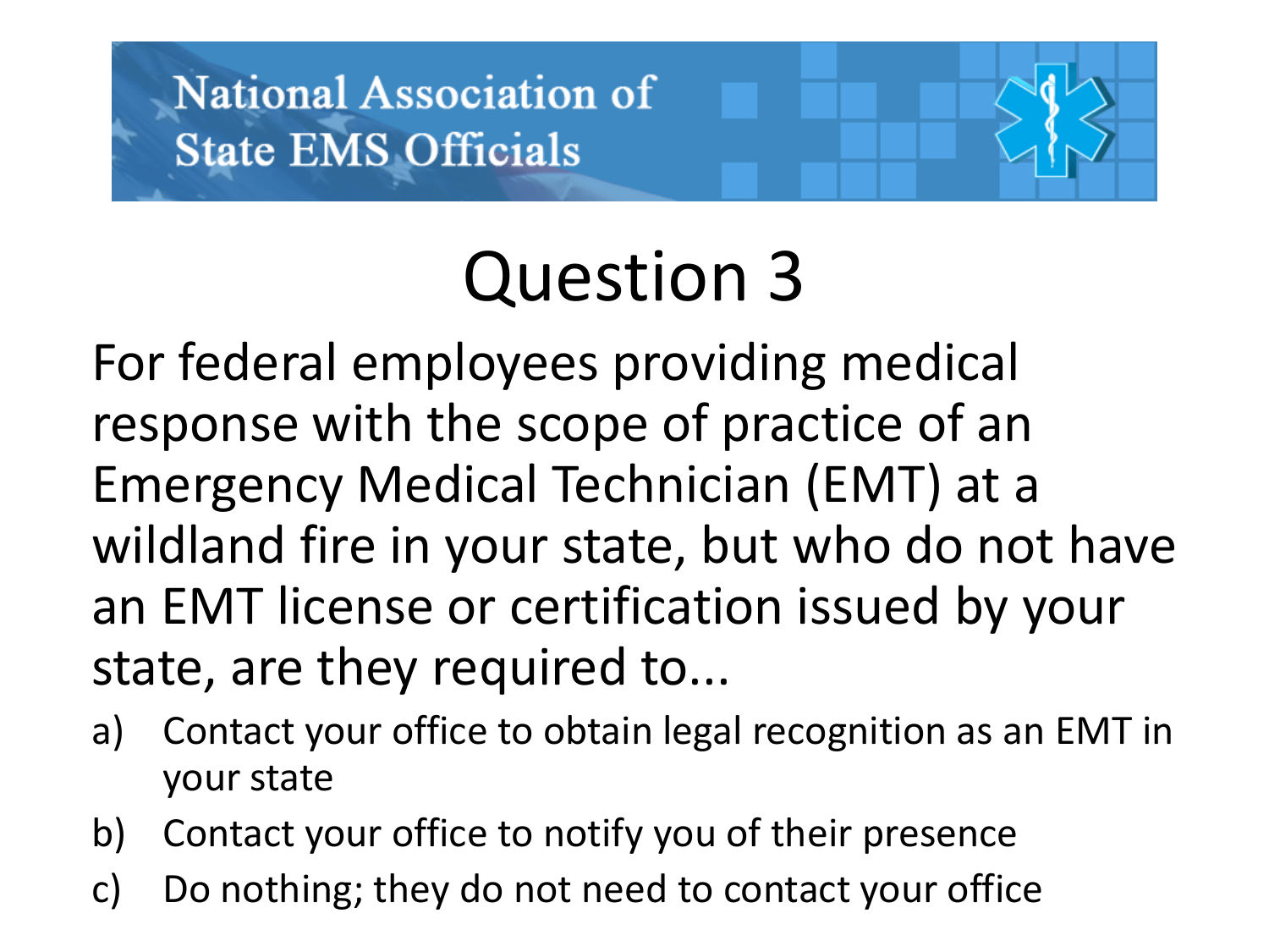National Association of State EMS Officials

# Question 3

For federal employees providing medical response with the scope of practice of an Emergency Medical Technician (EMT) at a wildland fire in your state, but who do not have an EMT license or certification issued by your state, are they required to...

a) Contact your office to obtain legal recognition as an EMT in your state
b) Contact your office to notify you of their presence
c) Do nothing; they do not need to contact your office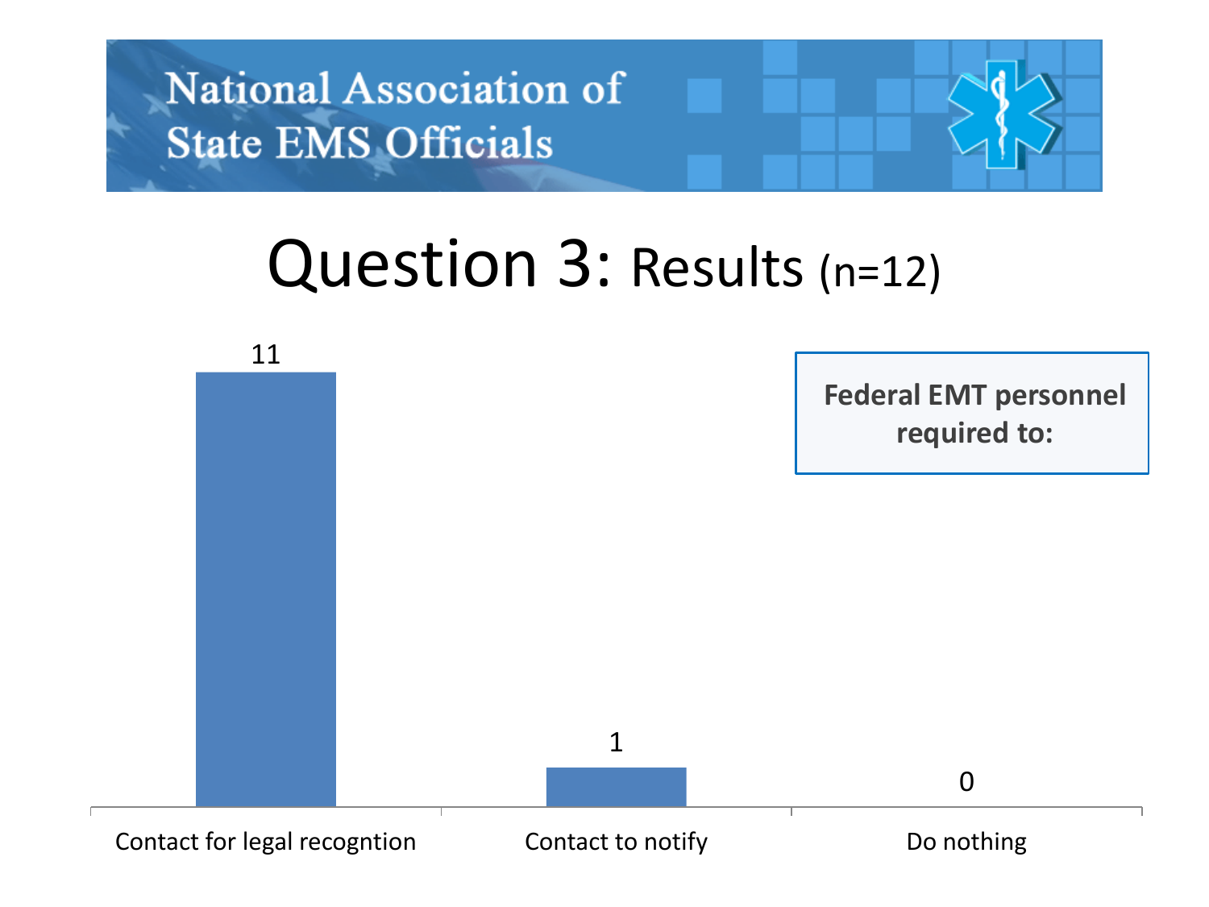National Association of State EMS Officials

# Question 3: Results (n=12)

**Federal EMT personnel required to:**

| Response | Count |
|---|---|
| Contact for legal recogntion | 11 |
| Contact to notify | 1 |
| Do nothing | 0 |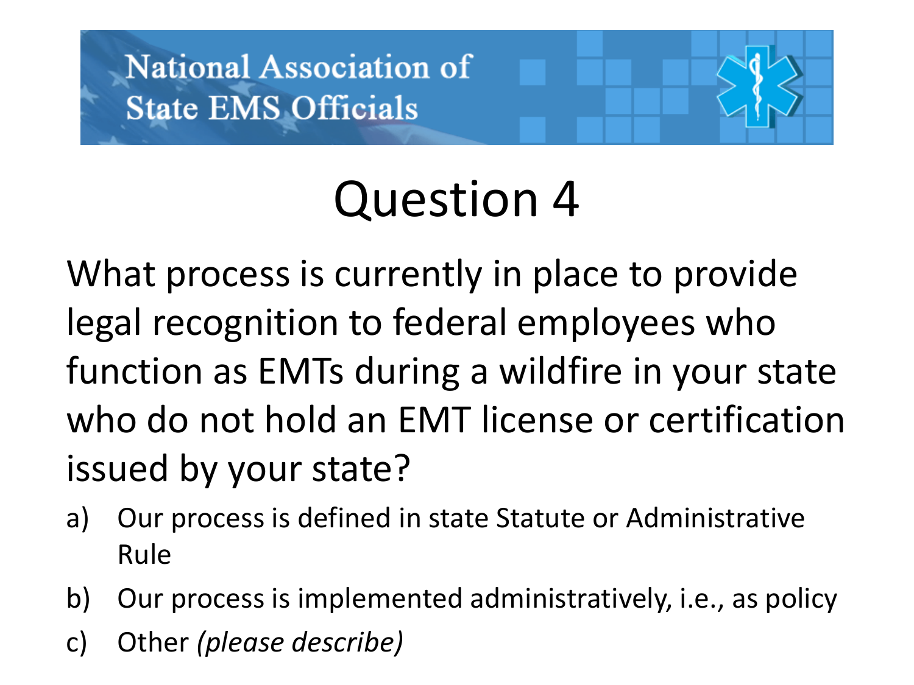National Association of State EMS Officials

# Question 4

What process is currently in place to provide legal recognition to federal employees who function as EMTs during a wildfire in your state who do not hold an EMT license or certification issued by your state?

a) Our process is defined in state Statute or Administrative Rule
b) Our process is implemented administratively, i.e., as policy
c) Other *(please describe)*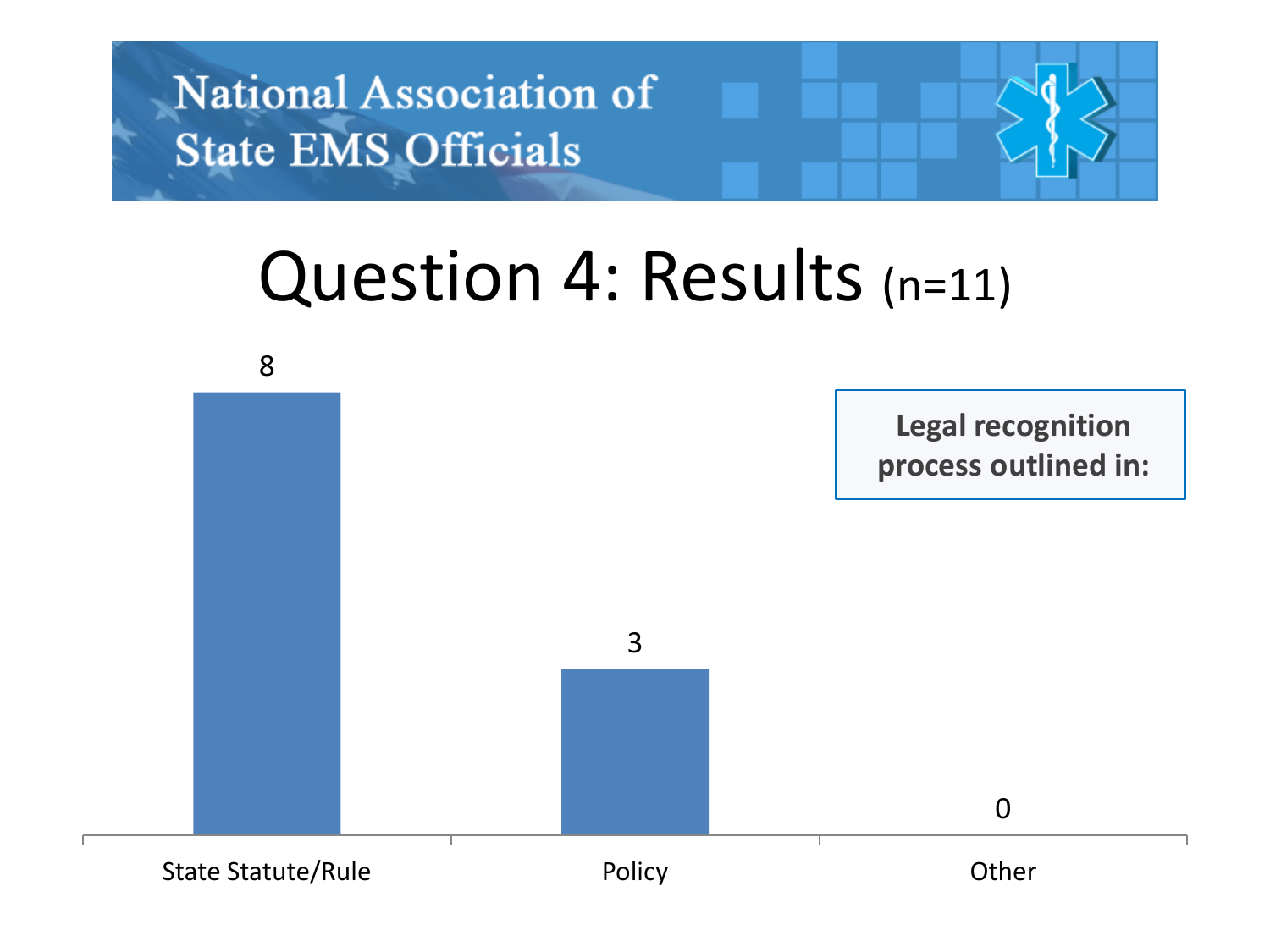National Association of State EMS Officials

# Question 4: Results (n=11)

**Legal recognition process outlined in:**

| State Statute/Rule | Policy | Other |
|---|---|---|
| 8 | 3 | 0 |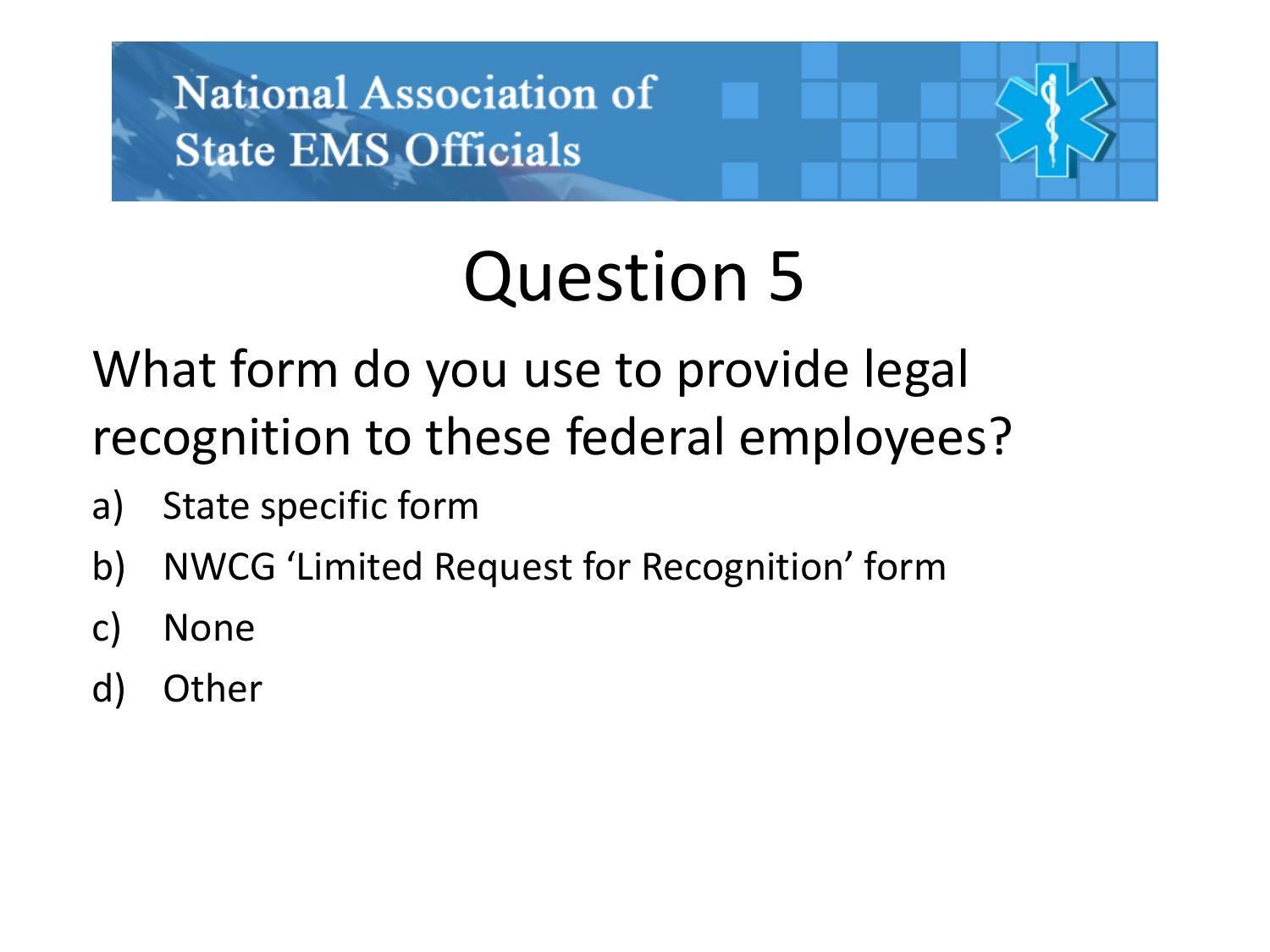National Association of State EMS Officials

# Question 5

What form do you use to provide legal recognition to these federal employees?

a) State specific form
b) NWCG 'Limited Request for Recognition' form
c) None
d) Other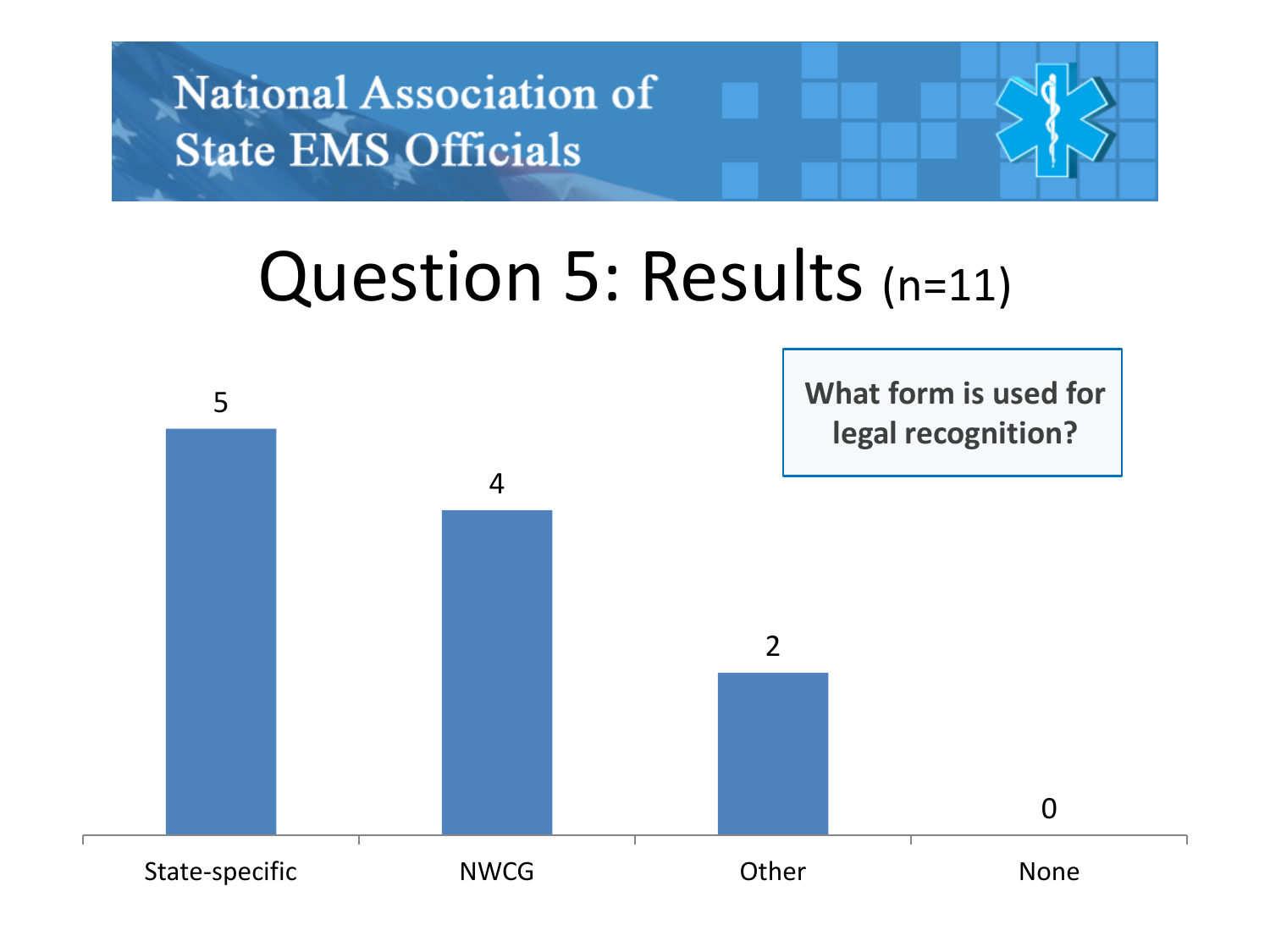National Association of State EMS Officials

# Question 5: Results (n=11)

**What form is used for legal recognition?**

| Form | Count |
| --- | --- |
| State-specific | 5 |
| NWCG | 4 |
| Other | 2 |
| None | 0 |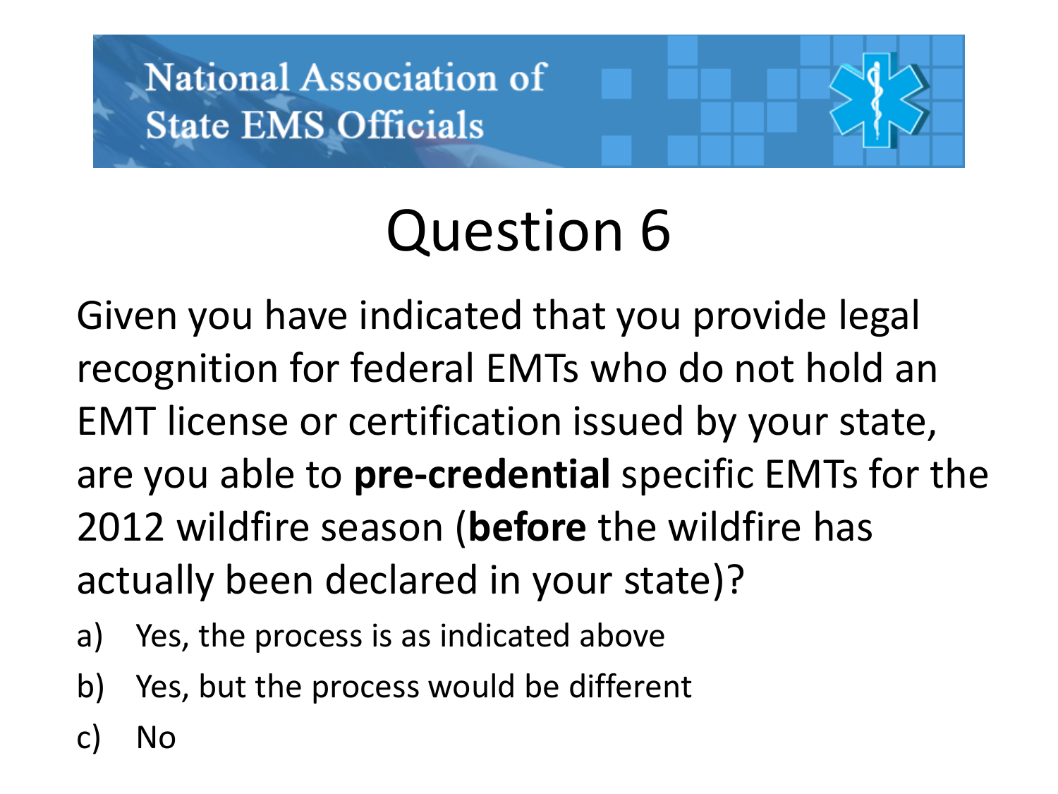National Association of State EMS Officials

# Question 6

Given you have indicated that you provide legal recognition for federal EMTs who do not hold an EMT license or certification issued by your state, are you able to **pre-credential** specific EMTs for the 2012 wildfire season (**before** the wildfire has actually been declared in your state)?

a) Yes, the process is as indicated above
b) Yes, but the process would be different
c) No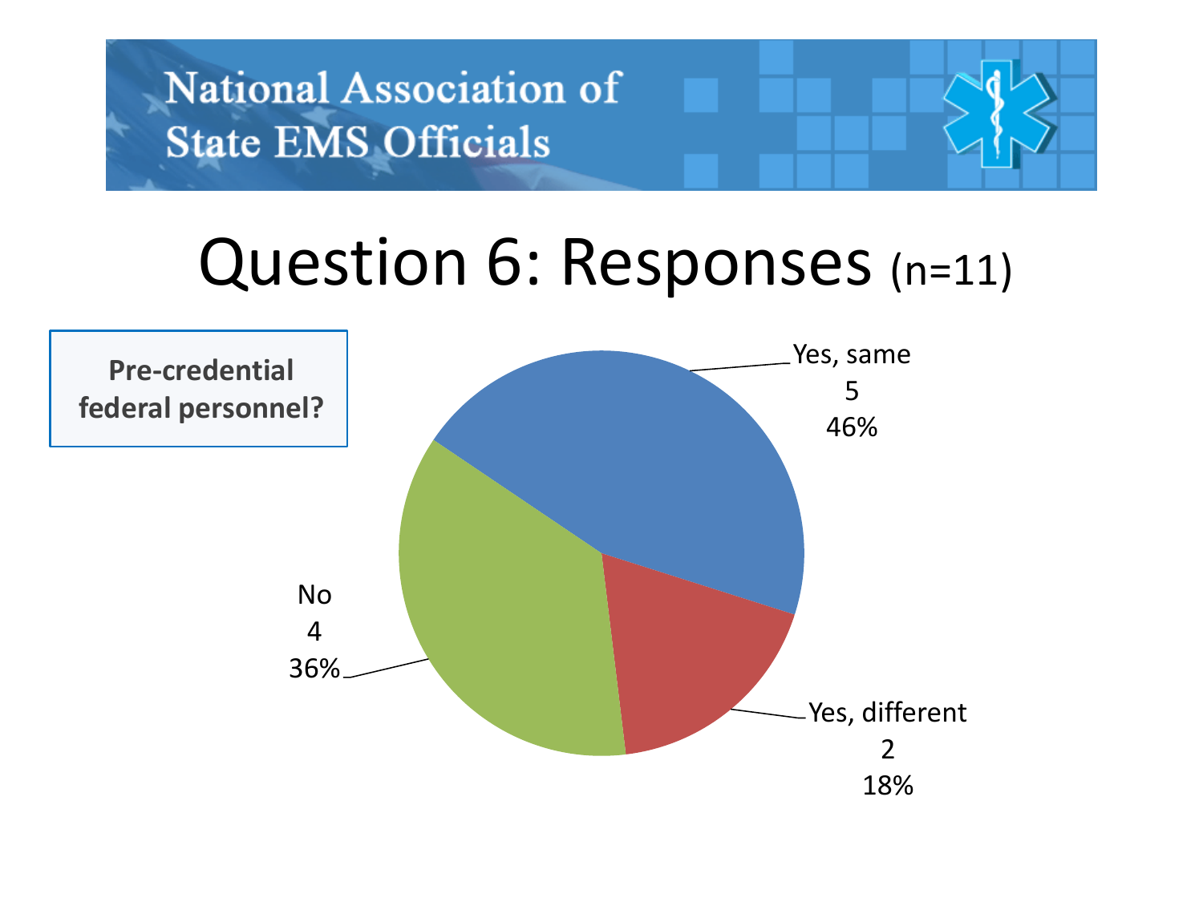National Association of State EMS Officials

# Question 6: Responses (n=11)

**Pre-credential federal personnel?**

Yes, same
5
46%

Yes, different
2
18%

No
4
36%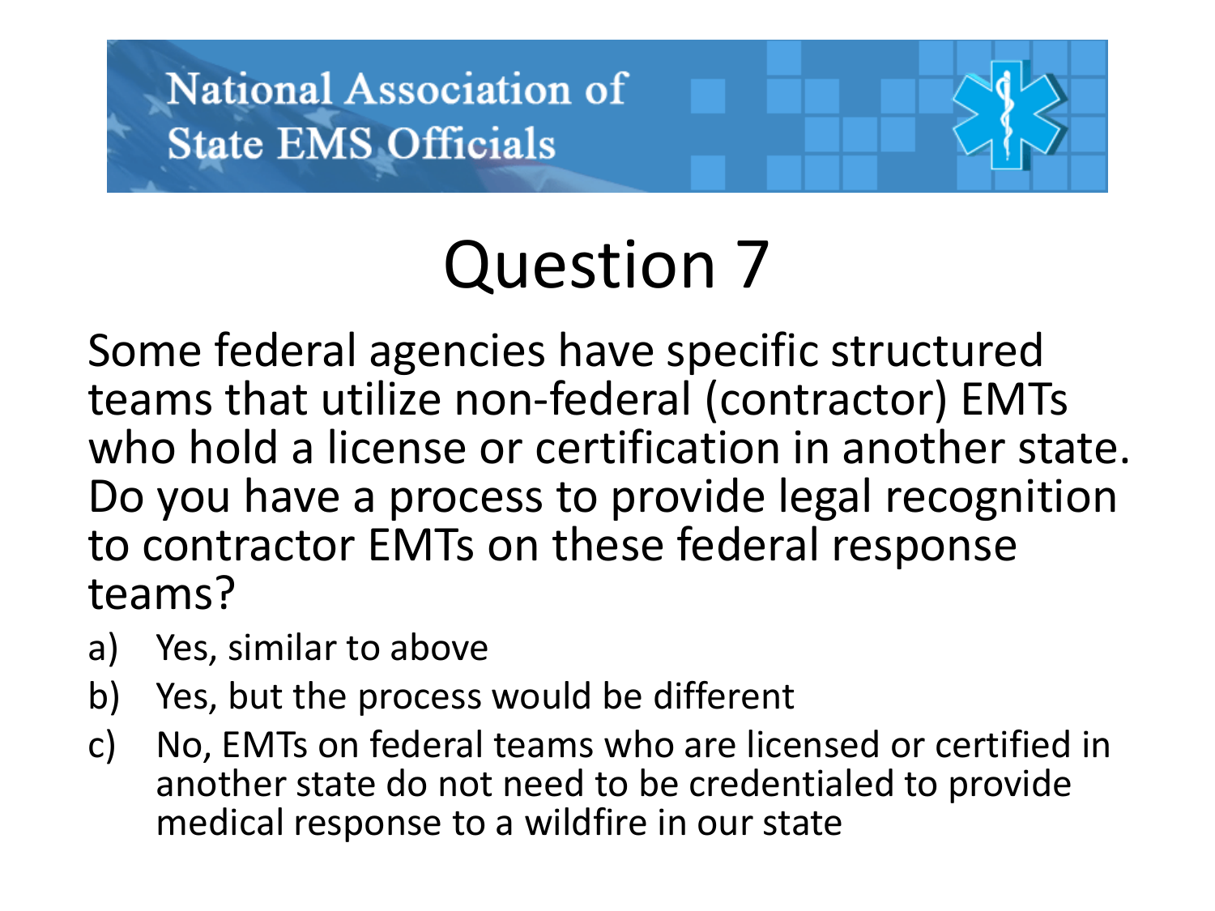National Association of State EMS Officials

# Question 7

Some federal agencies have specific structured teams that utilize non-federal (contractor) EMTs who hold a license or certification in another state. Do you have a process to provide legal recognition to contractor EMTs on these federal response teams?

a) Yes, similar to above
b) Yes, but the process would be different
c) No, EMTs on federal teams who are licensed or certified in another state do not need to be credentialed to provide medical response to a wildfire in our state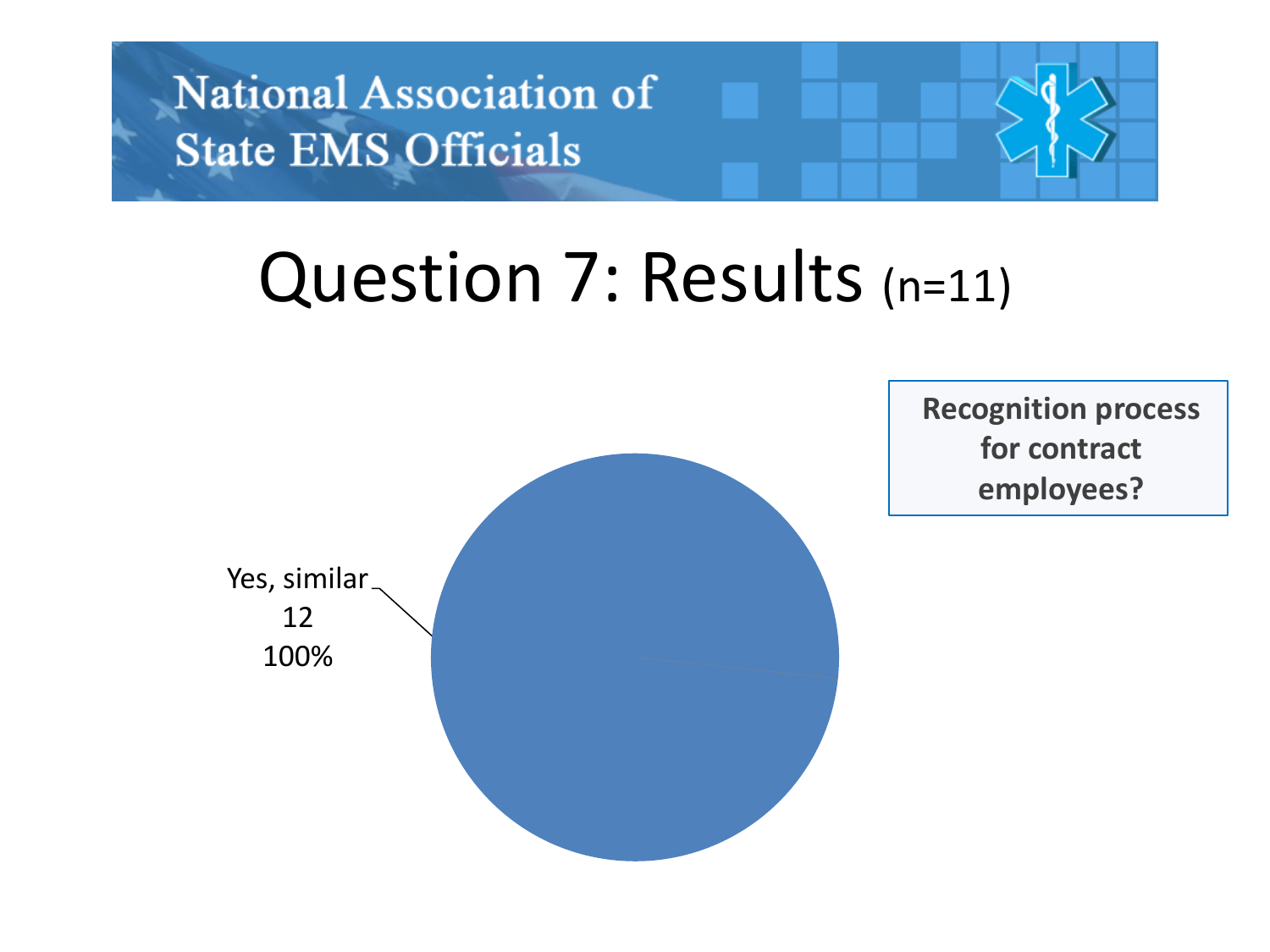National Association of State EMS Officials

# Question 7: Results (n=11)

**Recognition process for contract employees?**

Yes, similar
12
100%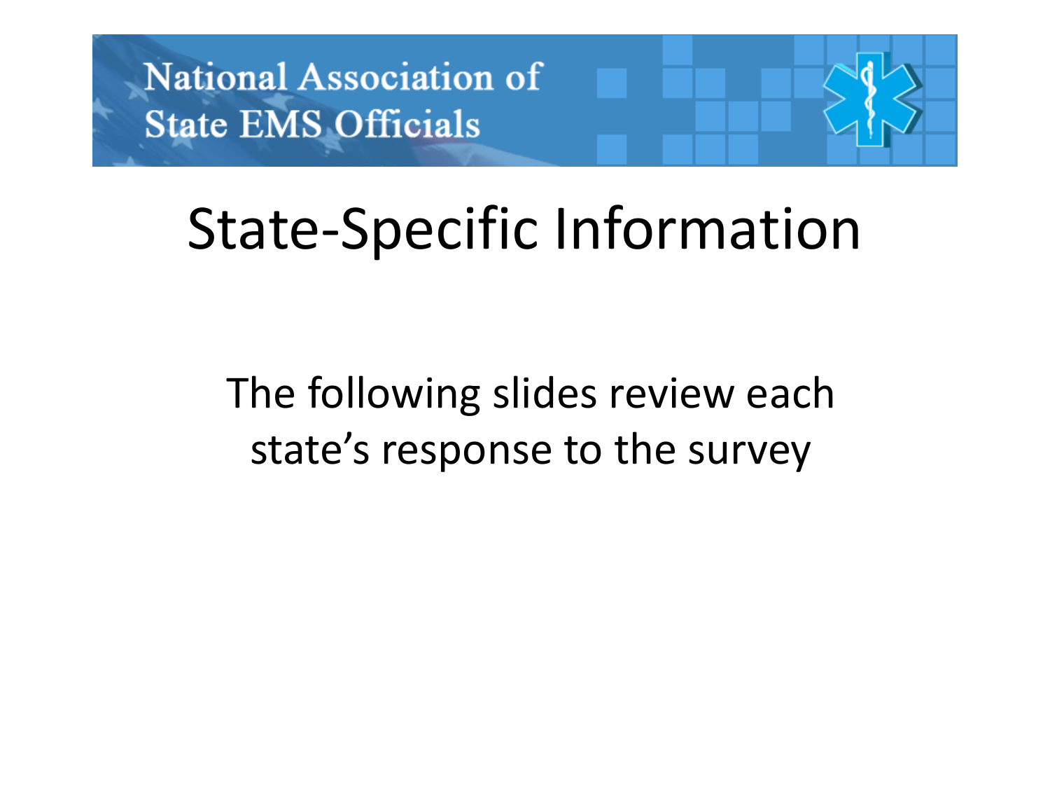National Association of State EMS Officials

# State-Specific Information

The following slides review each state's response to the survey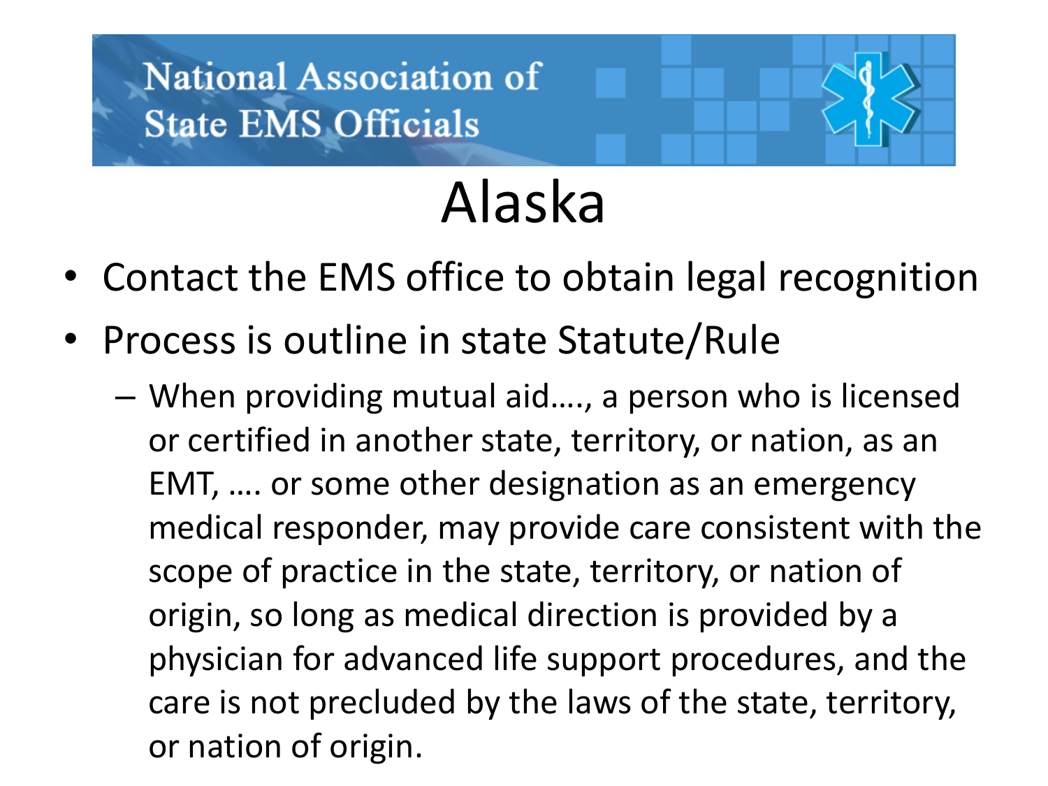# Alaska

- Contact the EMS office to obtain legal recognition
- Process is outline in state Statute/Rule
  - When providing mutual aid…., a person who is licensed or certified in another state, territory, or nation, as an EMT, …. or some other designation as an emergency medical responder, may provide care consistent with the scope of practice in the state, territory, or nation of origin, so long as medical direction is provided by a physician for advanced life support procedures, and the care is not precluded by the laws of the state, territory, or nation of origin.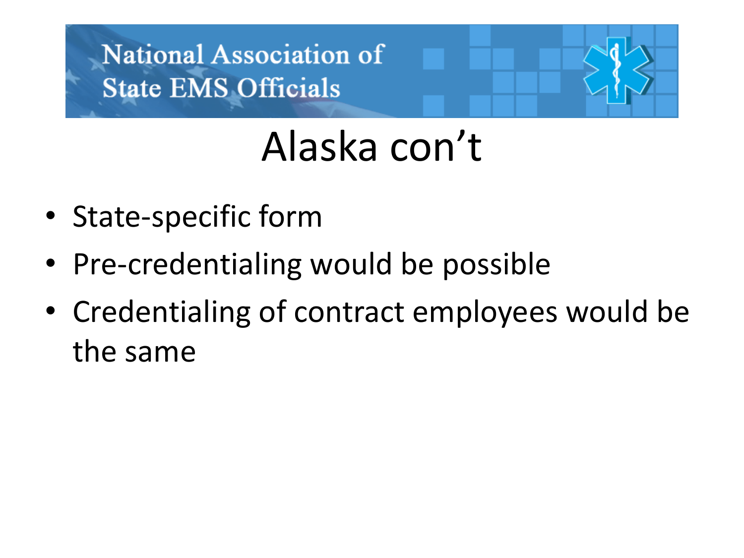# Alaska con't

- State-specific form
- Pre-credentialing would be possible
- Credentialing of contract employees would be the same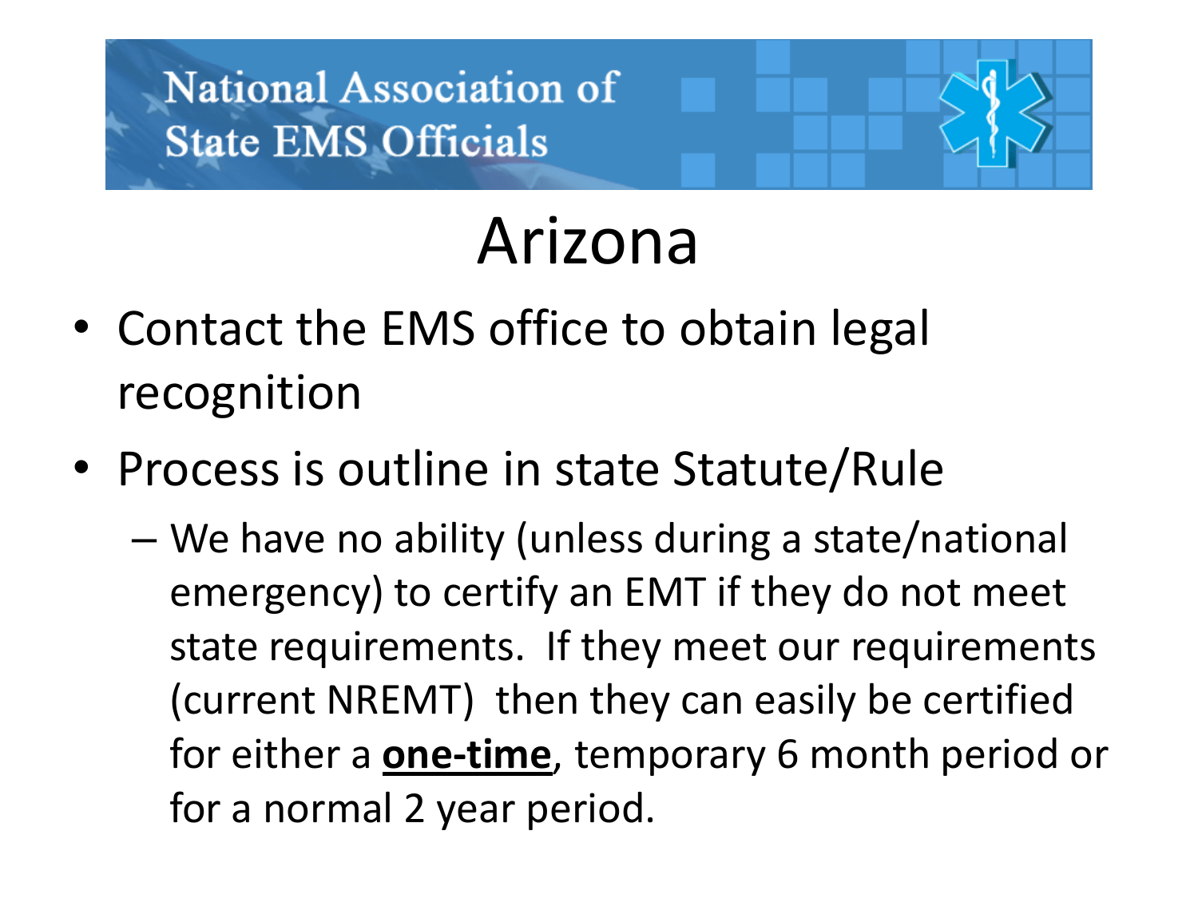National Association of State EMS Officials

# Arizona

- Contact the EMS office to obtain legal recognition
- Process is outline in state Statute/Rule
  - We have no ability (unless during a state/national emergency) to certify an EMT if they do not meet state requirements. If they meet our requirements (current NREMT) then they can easily be certified for either a **one-time**, temporary 6 month period or for a normal 2 year period.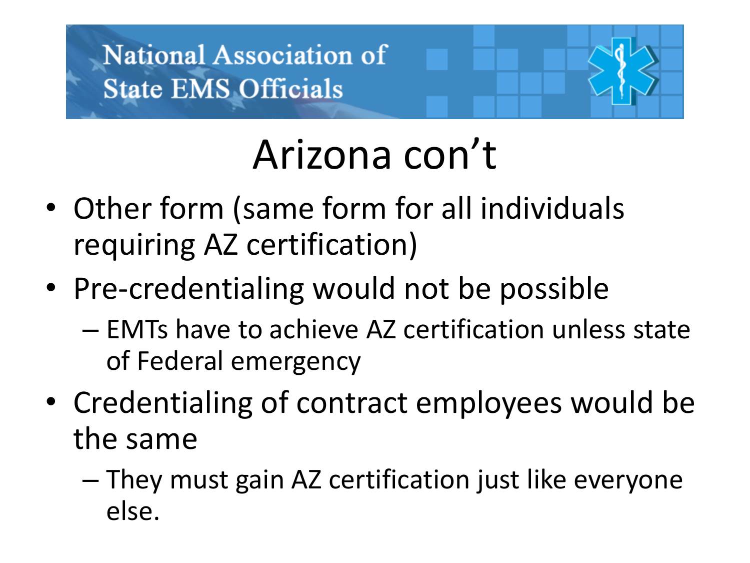National Association of State EMS Officials

# Arizona con't

- Other form (same form for all individuals requiring AZ certification)
- Pre-credentialing would not be possible
  - EMTs have to achieve AZ certification unless state of Federal emergency
- Credentialing of contract employees would be the same
  - They must gain AZ certification just like everyone else.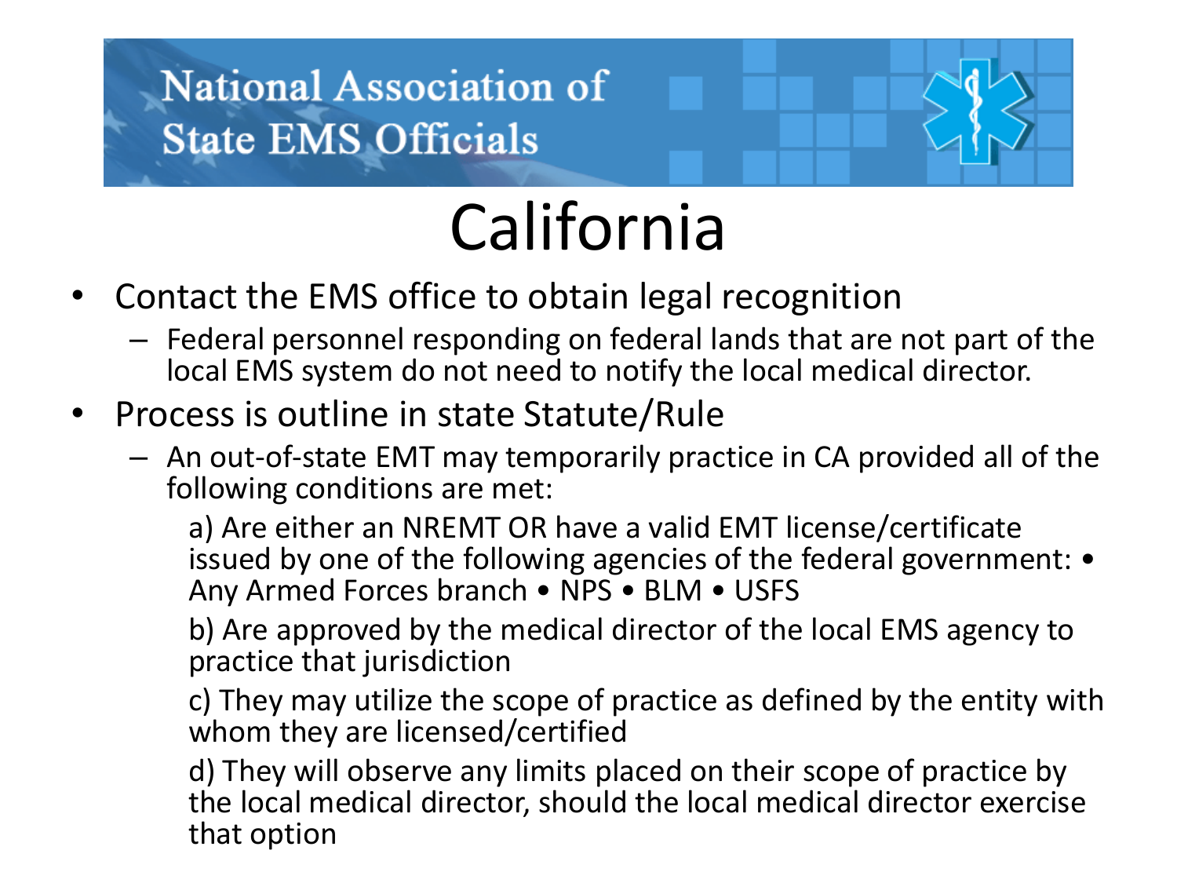National Association of State EMS Officials

# California

- Contact the EMS office to obtain legal recognition
  - Federal personnel responding on federal lands that are not part of the local EMS system do not need to notify the local medical director.
- Process is outline in state Statute/Rule
  - An out-of-state EMT may temporarily practice in CA provided all of the following conditions are met:

    a) Are either an NREMT OR have a valid EMT license/certificate issued by one of the following agencies of the federal government: • Any Armed Forces branch • NPS • BLM • USFS

    b) Are approved by the medical director of the local EMS agency to practice that jurisdiction

    c) They may utilize the scope of practice as defined by the entity with whom they are licensed/certified

    d) They will observe any limits placed on their scope of practice by the local medical director, should the local medical director exercise that option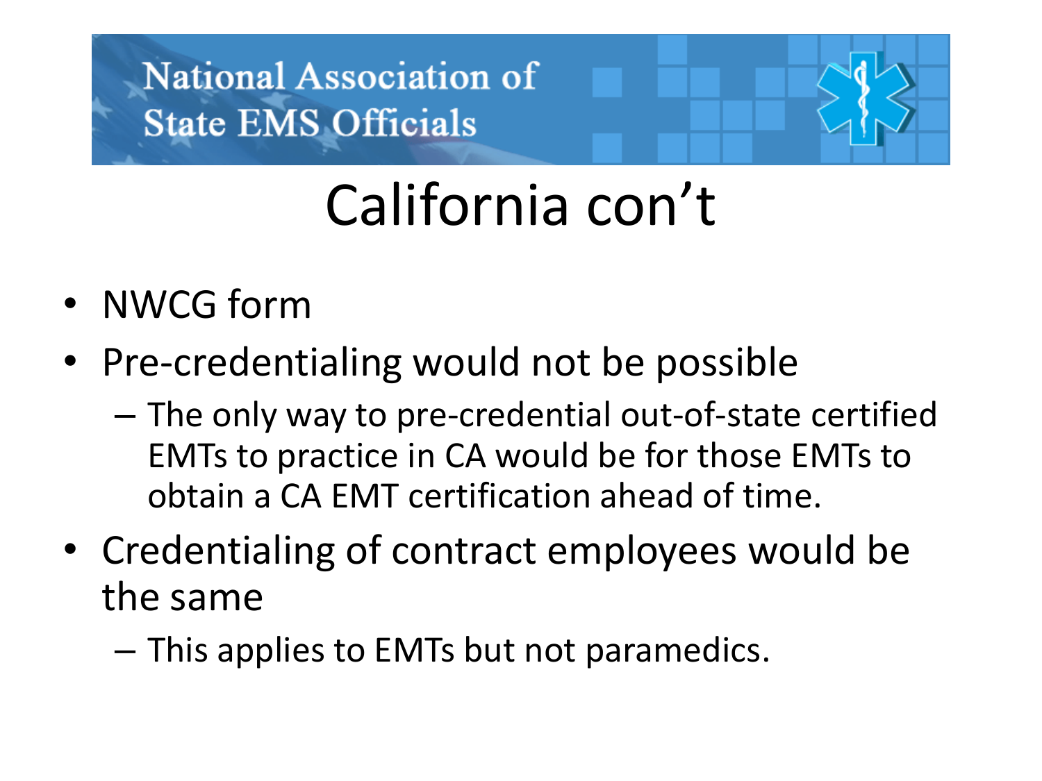# California con't

- NWCG form
- Pre-credentialing would not be possible
  - The only way to pre-credential out-of-state certified EMTs to practice in CA would be for those EMTs to obtain a CA EMT certification ahead of time.
- Credentialing of contract employees would be the same
  - This applies to EMTs but not paramedics.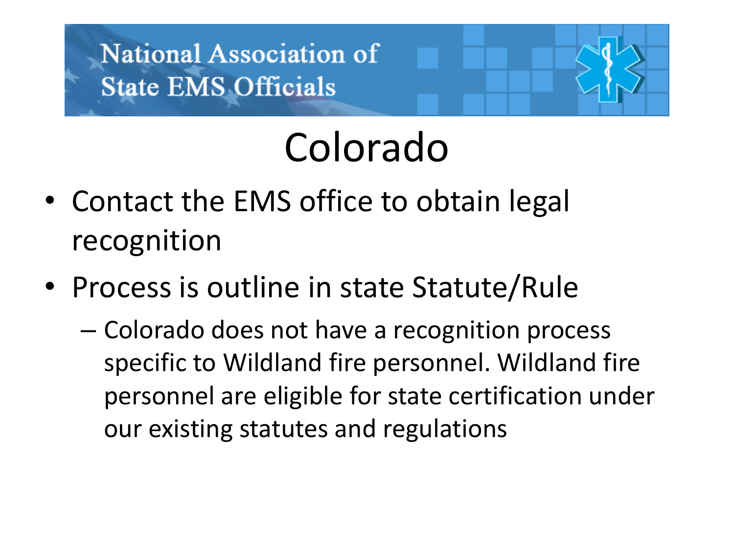# Colorado

- Contact the EMS office to obtain legal recognition
- Process is outline in state Statute/Rule
  - Colorado does not have a recognition process specific to Wildland fire personnel. Wildland fire personnel are eligible for state certification under our existing statutes and regulations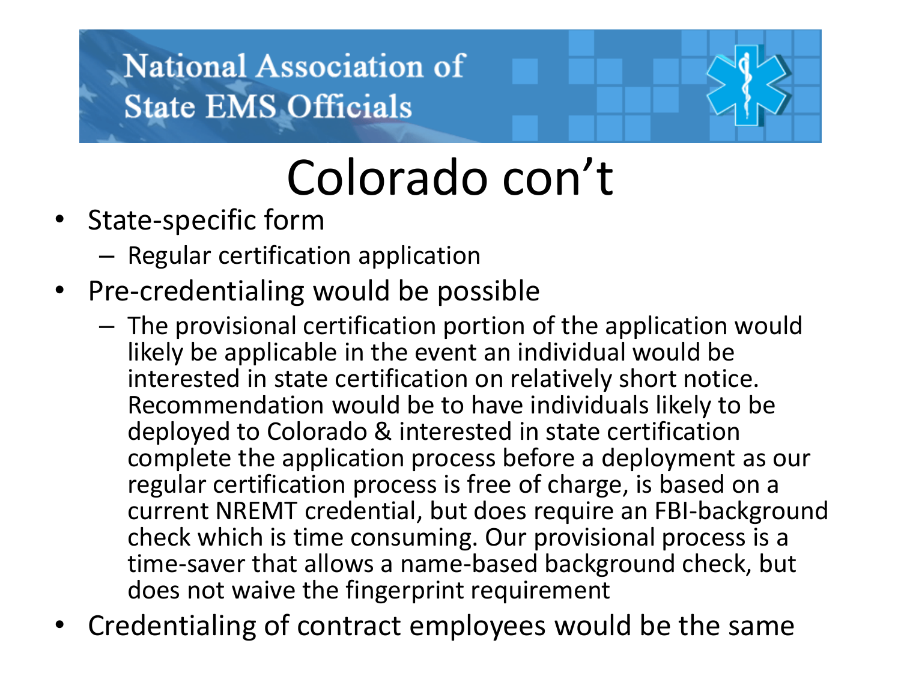# Colorado con't

- State-specific form
  - Regular certification application
- Pre-credentialing would be possible
  - The provisional certification portion of the application would likely be applicable in the event an individual would be interested in state certification on relatively short notice. Recommendation would be to have individuals likely to be deployed to Colorado & interested in state certification complete the application process before a deployment as our regular certification process is free of charge, is based on a current NREMT credential, but does require an FBI-background check which is time consuming. Our provisional process is a time-saver that allows a name-based background check, but does not waive the fingerprint requirement
- Credentialing of contract employees would be the same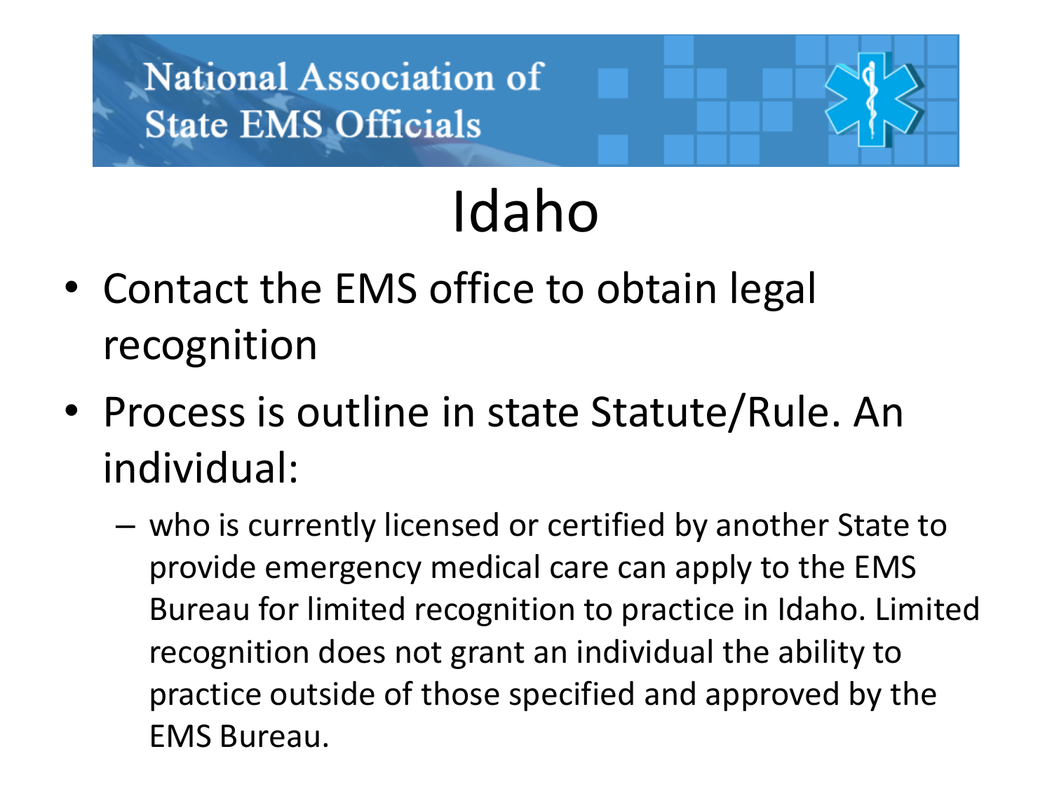National Association of State EMS Officials

# Idaho

- Contact the EMS office to obtain legal recognition
- Process is outline in state Statute/Rule. An individual:
  - who is currently licensed or certified by another State to provide emergency medical care can apply to the EMS Bureau for limited recognition to practice in Idaho. Limited recognition does not grant an individual the ability to practice outside of those specified and approved by the EMS Bureau.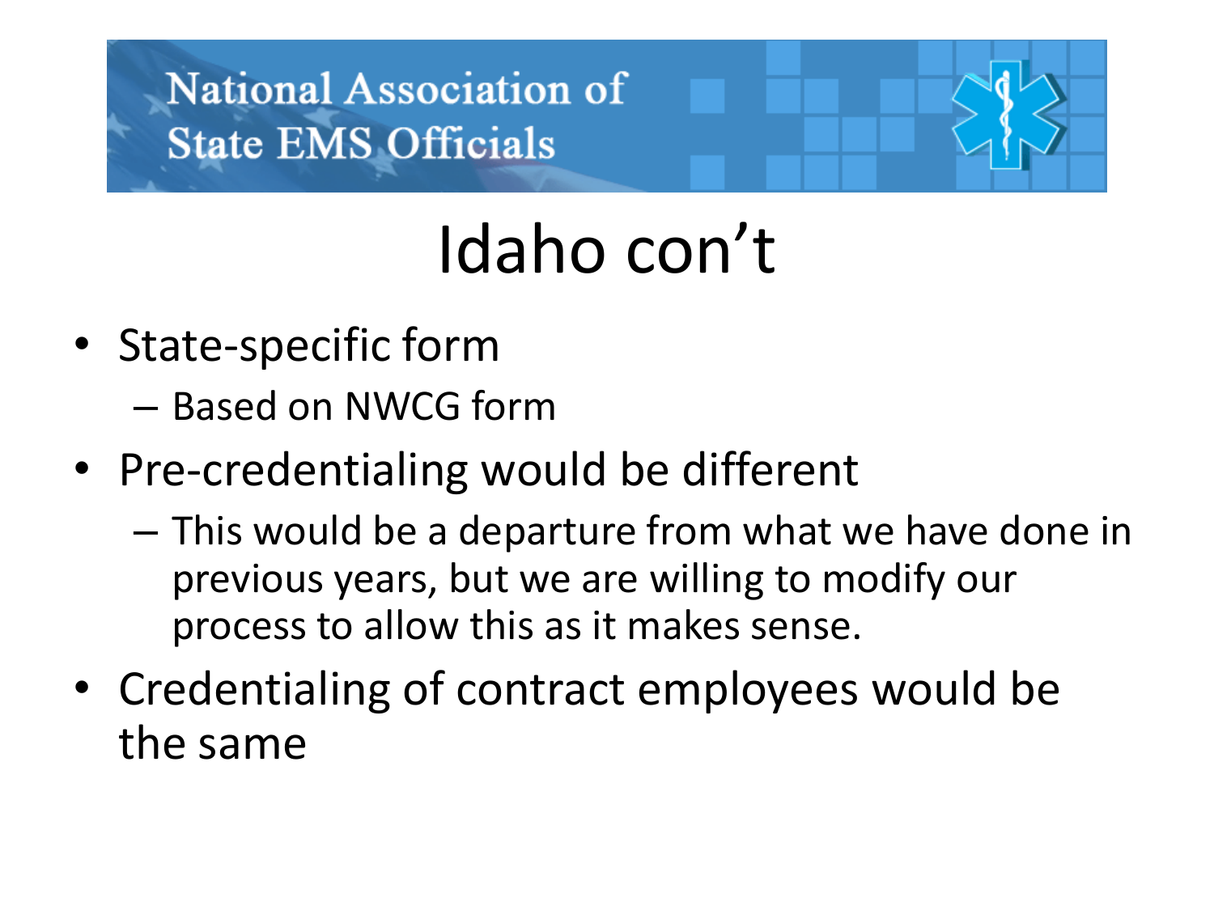# Idaho con't

- State-specific form
  - Based on NWCG form
- Pre-credentialing would be different
  - This would be a departure from what we have done in previous years, but we are willing to modify our process to allow this as it makes sense.
- Credentialing of contract employees would be the same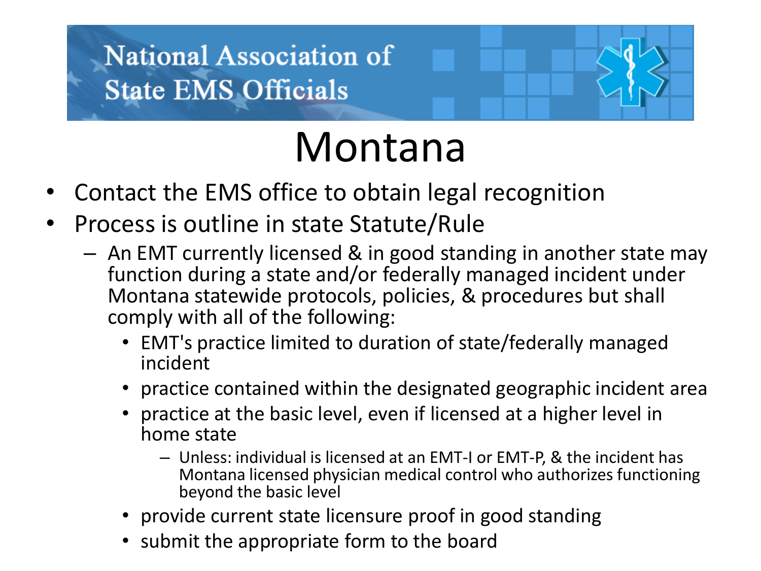# Montana

- Contact the EMS office to obtain legal recognition
- Process is outline in state Statute/Rule
  - An EMT currently licensed & in good standing in another state may function during a state and/or federally managed incident under Montana statewide protocols, policies, & procedures but shall comply with all of the following:
    - EMT's practice limited to duration of state/federally managed incident
    - practice contained within the designated geographic incident area
    - practice at the basic level, even if licensed at a higher level in home state
      - Unless: individual is licensed at an EMT-I or EMT-P, & the incident has Montana licensed physician medical control who authorizes functioning beyond the basic level
    - provide current state licensure proof in good standing
    - submit the appropriate form to the board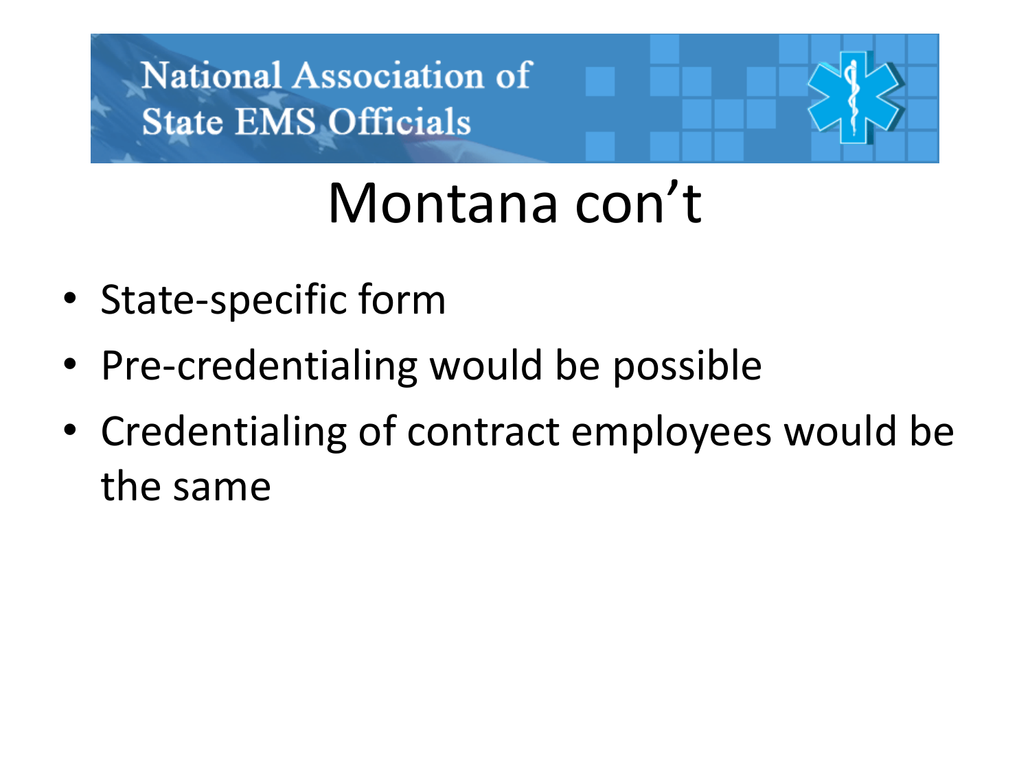National Association of State EMS Officials

# Montana con't

- State-specific form
- Pre-credentialing would be possible
- Credentialing of contract employees would be the same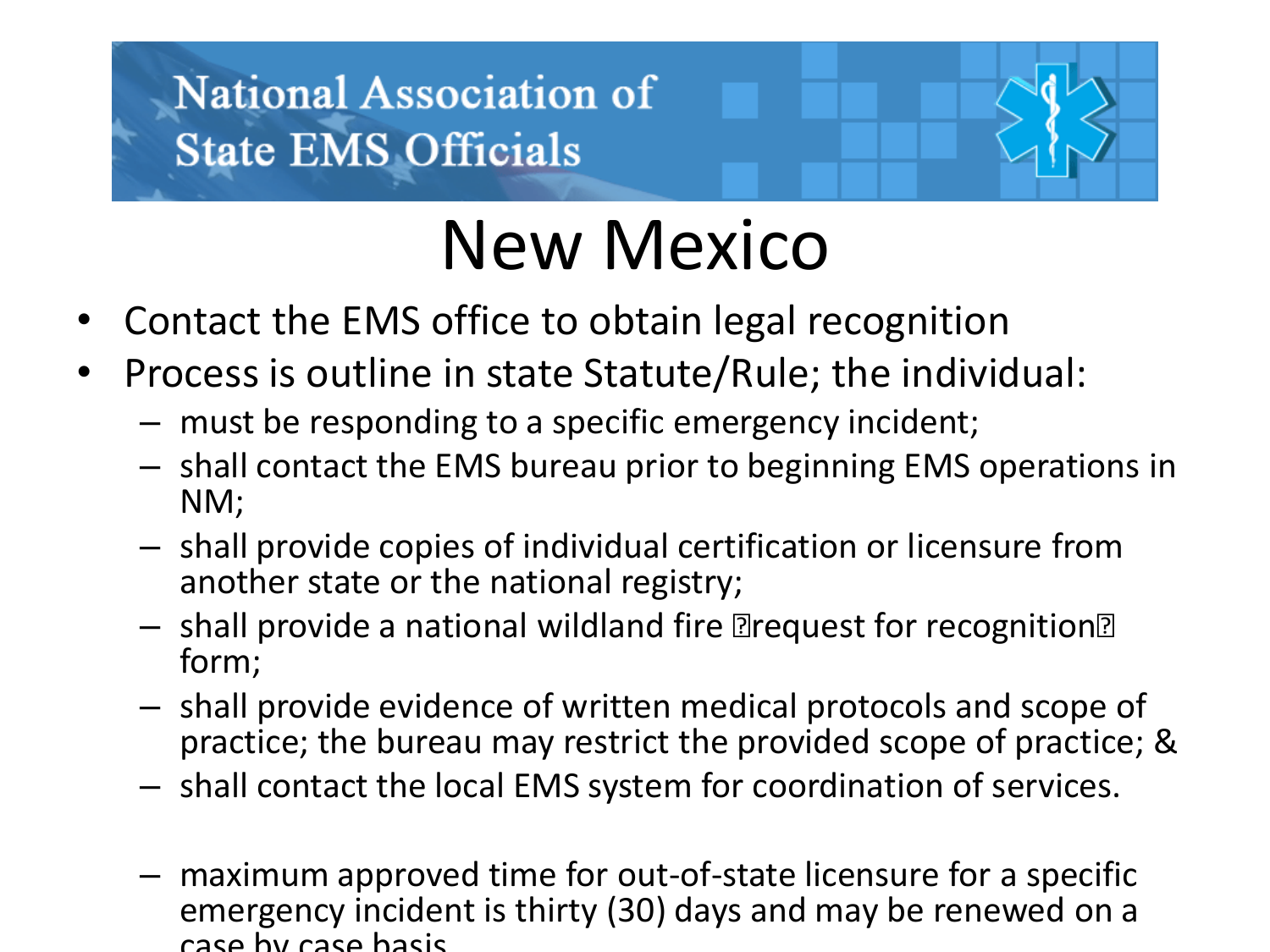National Association of State EMS Officials

# New Mexico

- Contact the EMS office to obtain legal recognition
- Process is outline in state Statute/Rule; the individual:
  - must be responding to a specific emergency incident;
  - shall contact the EMS bureau prior to beginning EMS operations in NM;
  - shall provide copies of individual certification or licensure from another state or the national registry;
  - shall provide a national wildland fire �request for recognition� form;
  - shall provide evidence of written medical protocols and scope of practice; the bureau may restrict the provided scope of practice; &
  - shall contact the local EMS system for coordination of services.

  - maximum approved time for out-of-state licensure for a specific emergency incident is thirty (30) days and may be renewed on a case by case basis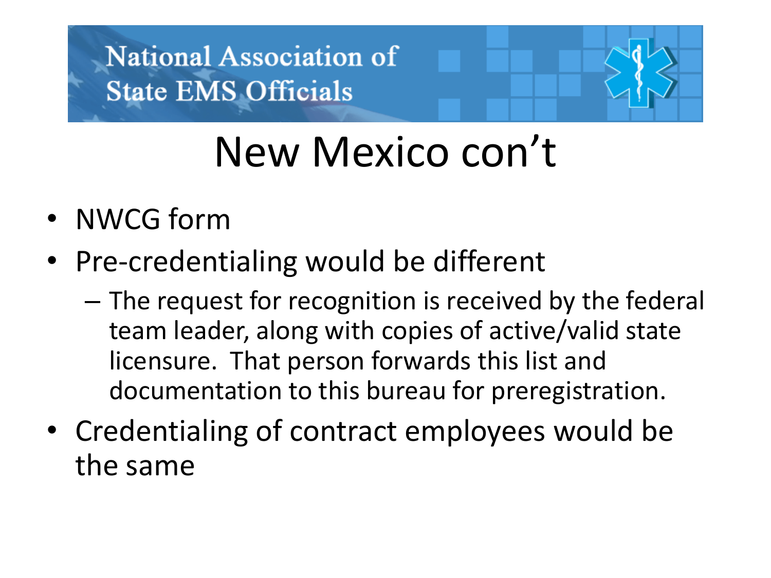National Association of State EMS Officials

# New Mexico con't

- NWCG form
- Pre-credentialing would be different
  - The request for recognition is received by the federal team leader, along with copies of active/valid state licensure. That person forwards this list and documentation to this bureau for preregistration.
- Credentialing of contract employees would be the same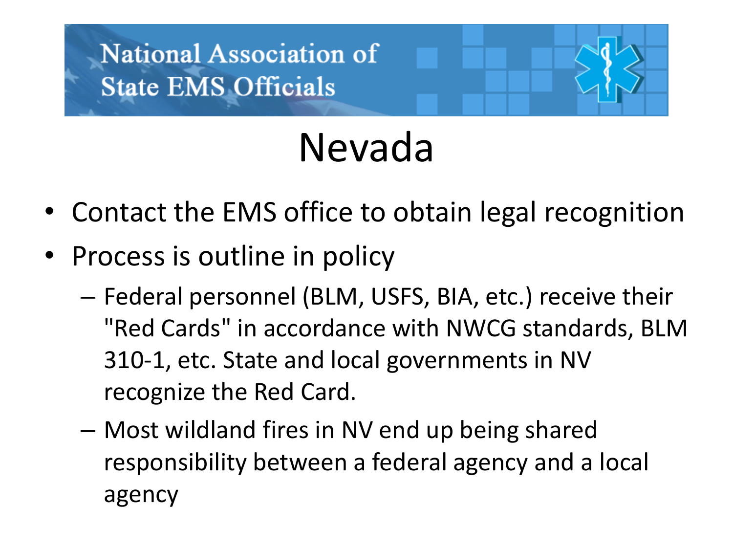# Nevada

- Contact the EMS office to obtain legal recognition
- Process is outline in policy
  - Federal personnel (BLM, USFS, BIA, etc.) receive their "Red Cards" in accordance with NWCG standards, BLM 310-1, etc. State and local governments in NV recognize the Red Card.
  - Most wildland fires in NV end up being shared responsibility between a federal agency and a local agency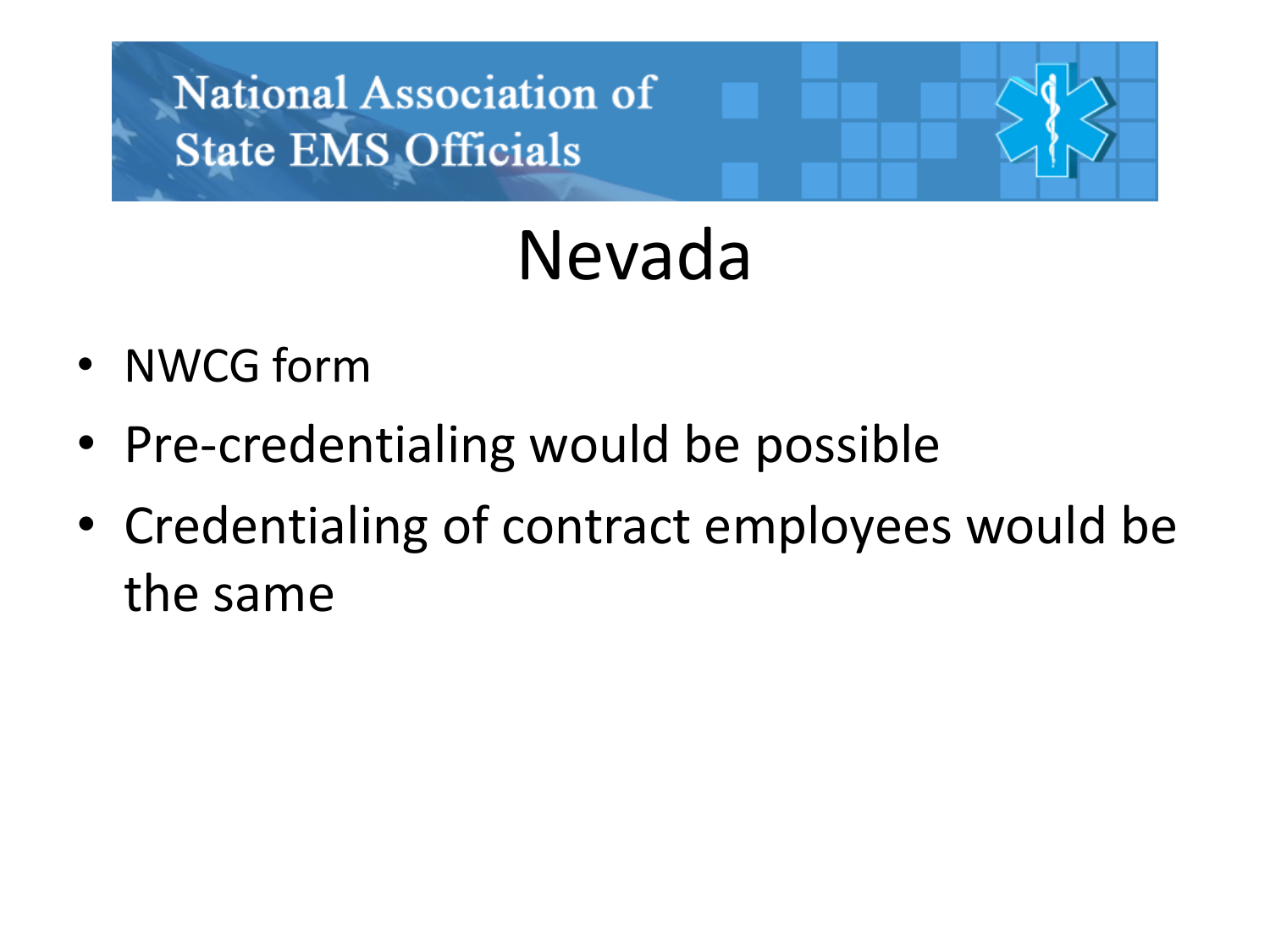# Nevada

- NWCG form
- Pre-credentialing would be possible
- Credentialing of contract employees would be the same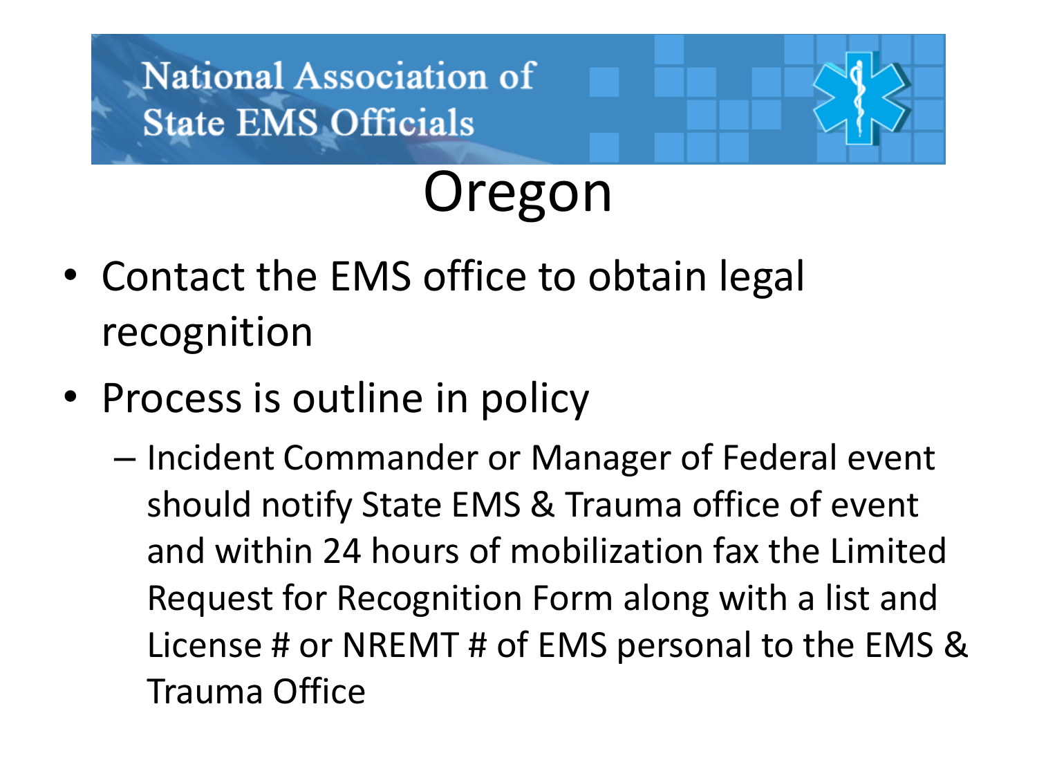National Association of State EMS Officials

# Oregon

- Contact the EMS office to obtain legal recognition
- Process is outline in policy
  - Incident Commander or Manager of Federal event should notify State EMS & Trauma office of event and within 24 hours of mobilization fax the Limited Request for Recognition Form along with a list and License # or NREMT # of EMS personal to the EMS & Trauma Office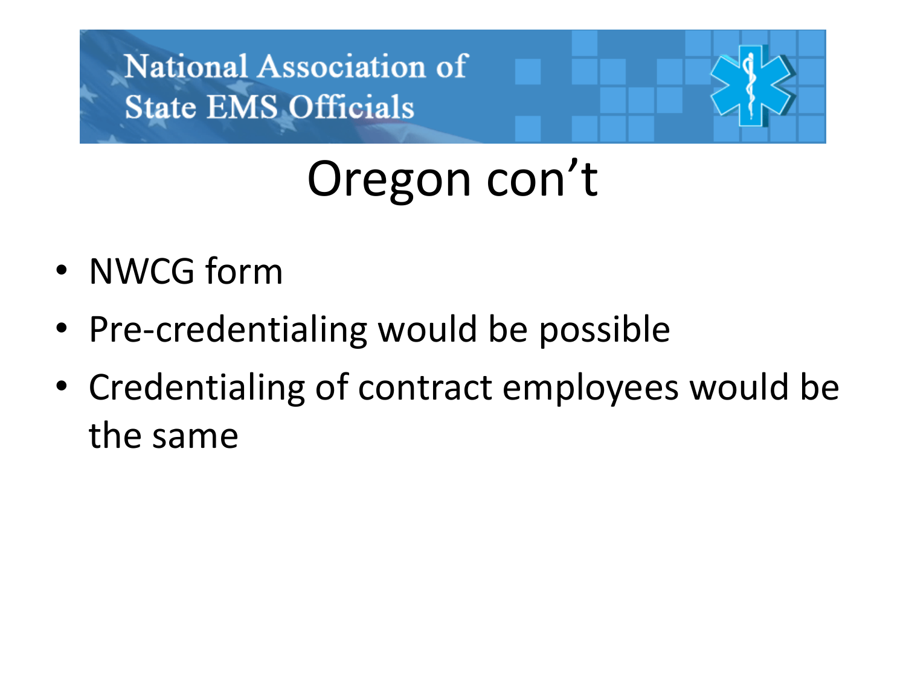# Oregon con't

- NWCG form
- Pre-credentialing would be possible
- Credentialing of contract employees would be the same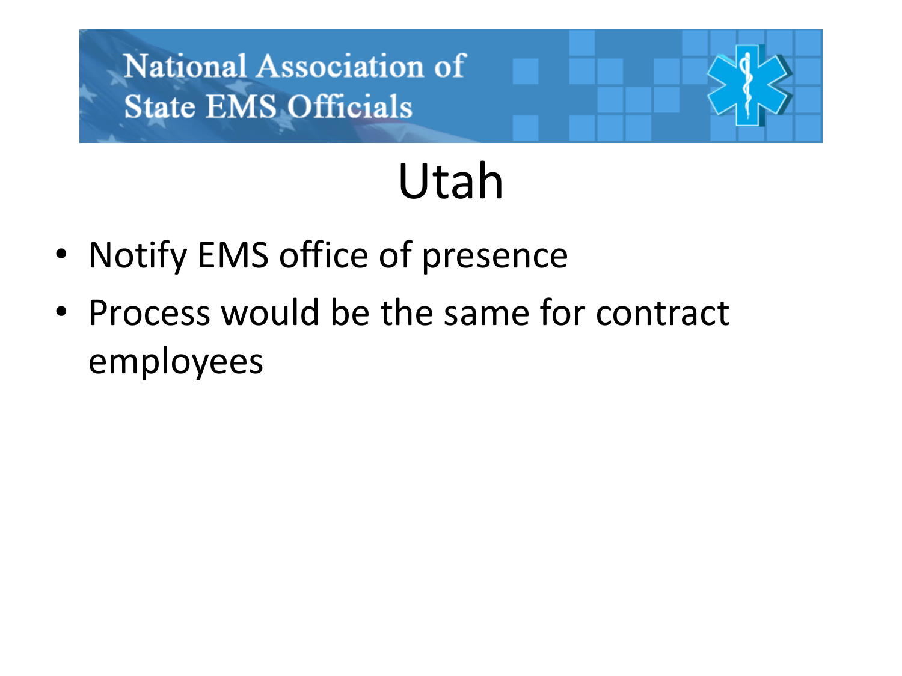National Association of State EMS Officials

# Utah

- Notify EMS office of presence
- Process would be the same for contract employees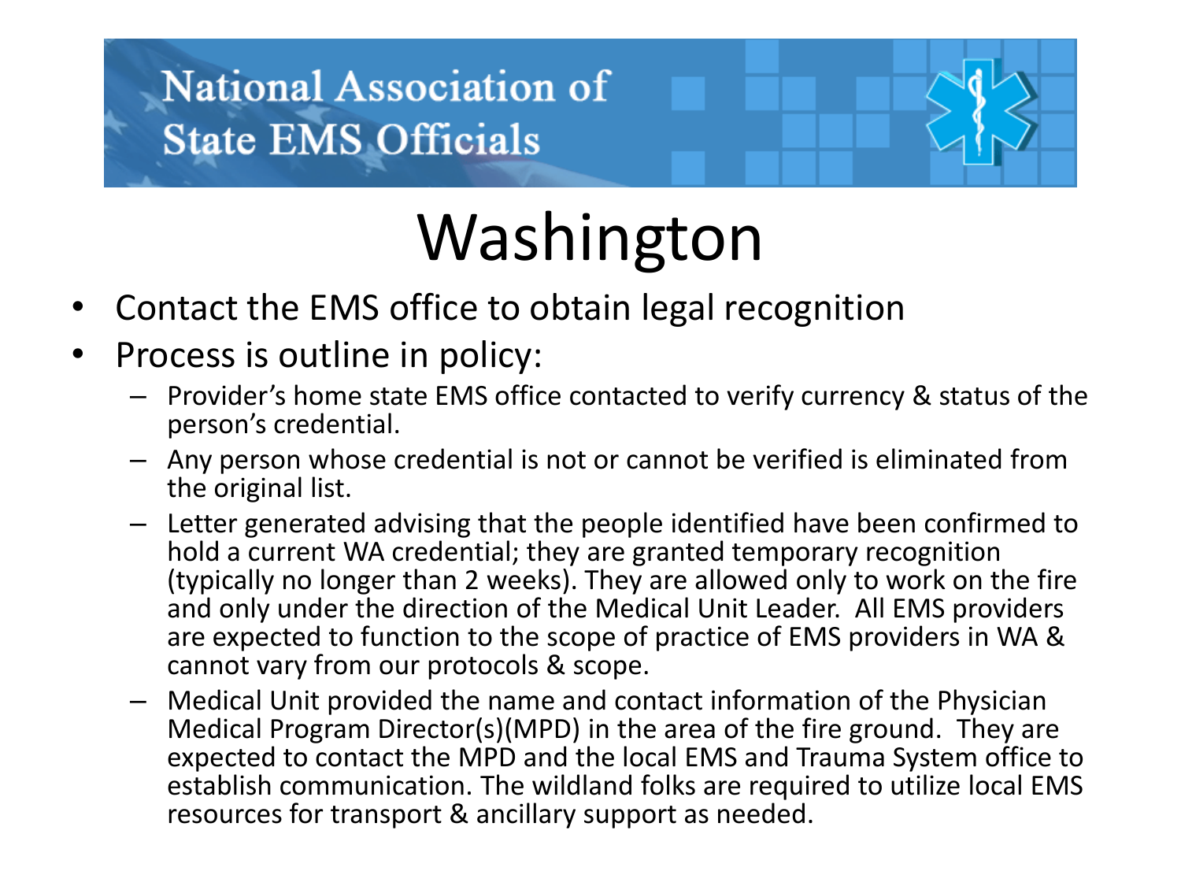National Association of State EMS Officials

# Washington

- Contact the EMS office to obtain legal recognition
- Process is outline in policy:
  - Provider's home state EMS office contacted to verify currency & status of the person's credential.
  - Any person whose credential is not or cannot be verified is eliminated from the original list.
  - Letter generated advising that the people identified have been confirmed to hold a current WA credential; they are granted temporary recognition (typically no longer than 2 weeks). They are allowed only to work on the fire and only under the direction of the Medical Unit Leader. All EMS providers are expected to function to the scope of practice of EMS providers in WA & cannot vary from our protocols & scope.
  - Medical Unit provided the name and contact information of the Physician Medical Program Director(s)(MPD) in the area of the fire ground. They are expected to contact the MPD and the local EMS and Trauma System office to establish communication. The wildland folks are required to utilize local EMS resources for transport & ancillary support as needed.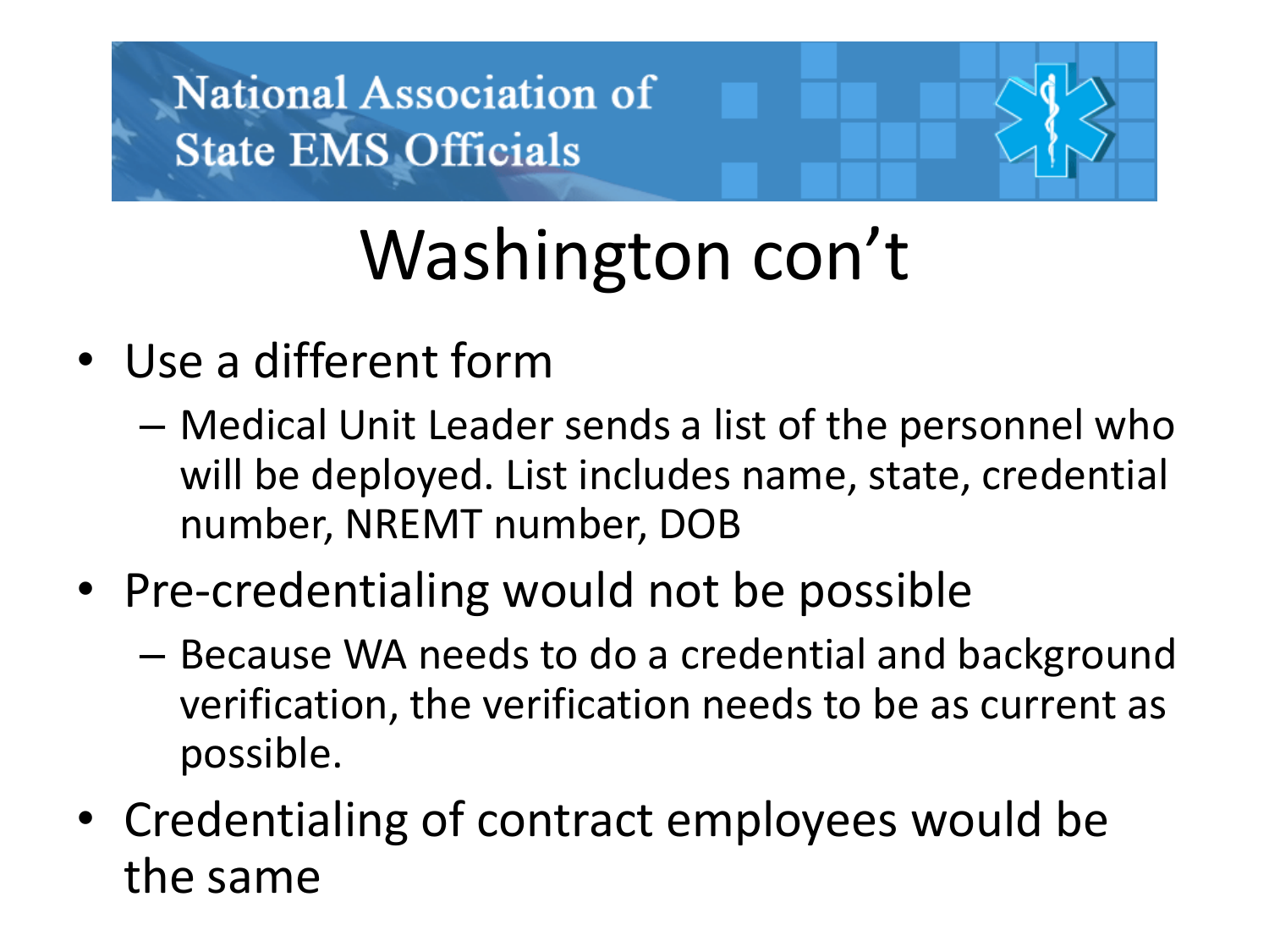# Washington con't

- Use a different form
  - Medical Unit Leader sends a list of the personnel who will be deployed. List includes name, state, credential number, NREMT number, DOB
- Pre-credentialing would not be possible
  - Because WA needs to do a credential and background verification, the verification needs to be as current as possible.
- Credentialing of contract employees would be the same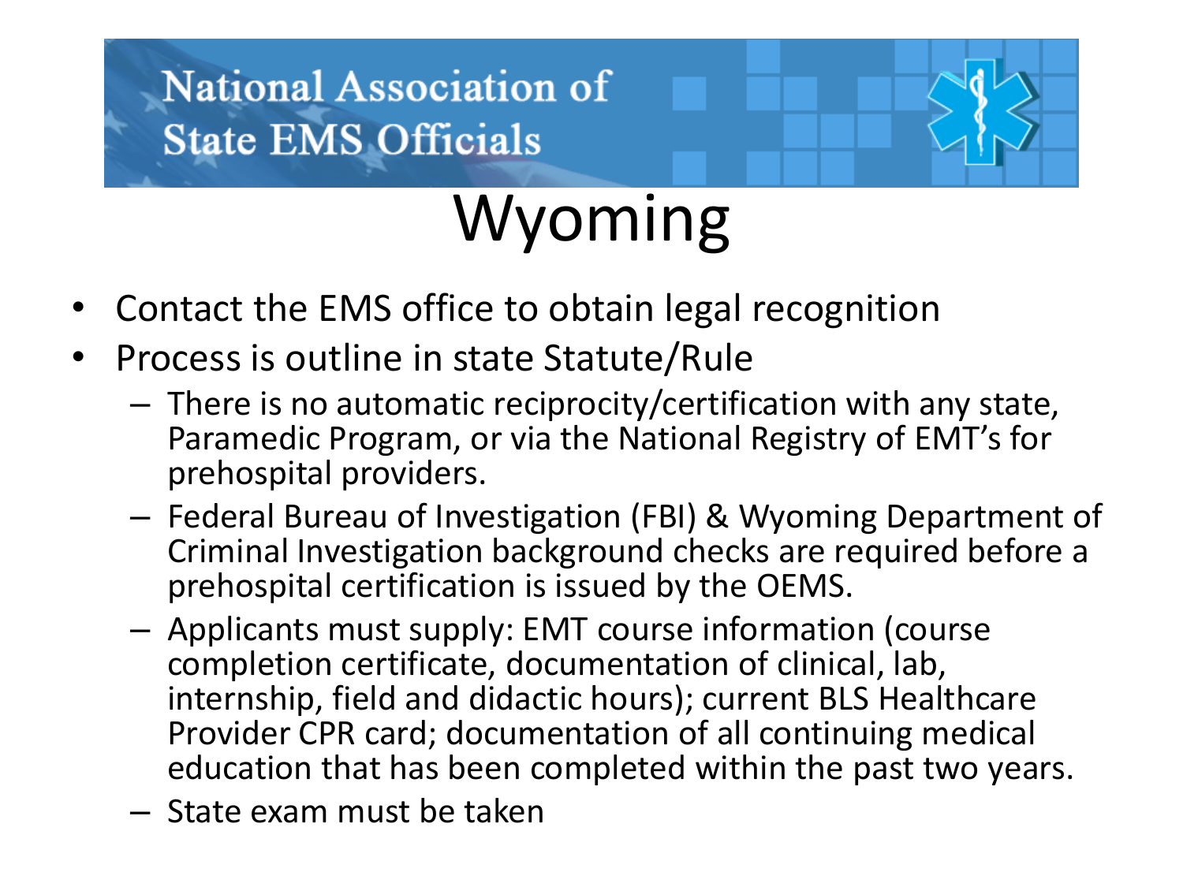National Association of State EMS Officials

# Wyoming

- Contact the EMS office to obtain legal recognition
- Process is outline in state Statute/Rule
  - There is no automatic reciprocity/certification with any state, Paramedic Program, or via the National Registry of EMT's for prehospital providers.
  - Federal Bureau of Investigation (FBI) & Wyoming Department of Criminal Investigation background checks are required before a prehospital certification is issued by the OEMS.
  - Applicants must supply: EMT course information (course completion certificate, documentation of clinical, lab, internship, field and didactic hours); current BLS Healthcare Provider CPR card; documentation of all continuing medical education that has been completed within the past two years.
  - State exam must be taken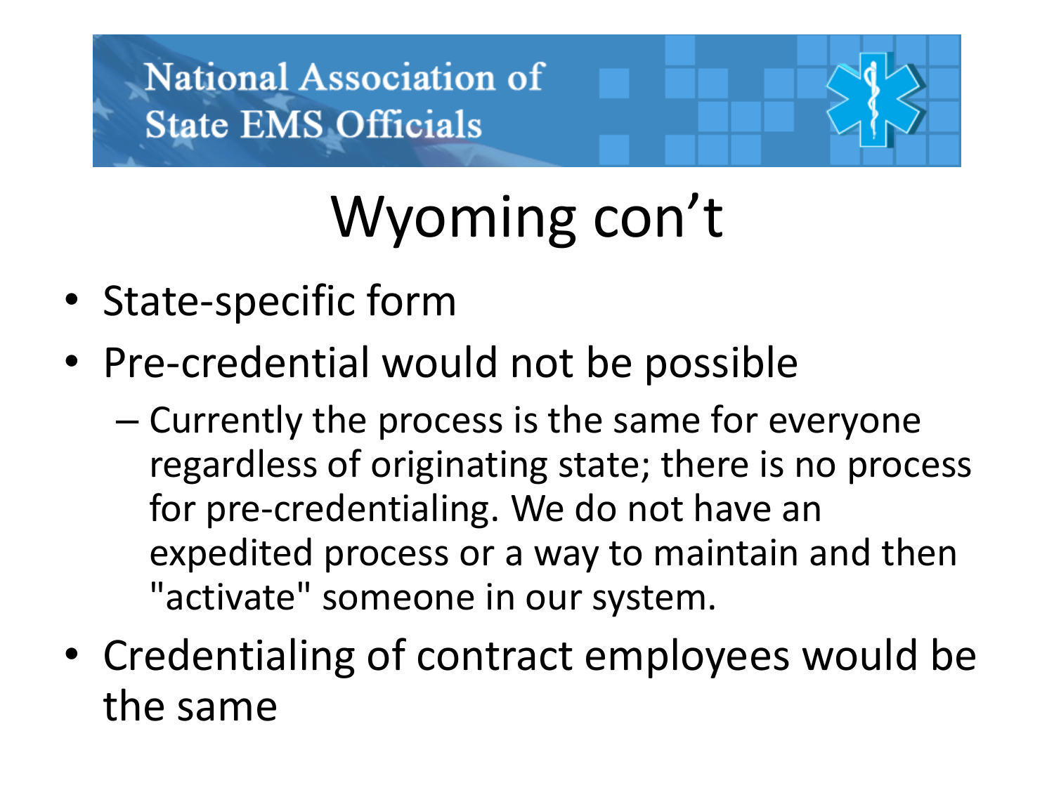# Wyoming con't

- State-specific form
- Pre-credential would not be possible
  - Currently the process is the same for everyone regardless of originating state; there is no process for pre-credentialing. We do not have an expedited process or a way to maintain and then "activate" someone in our system.
- Credentialing of contract employees would be the same